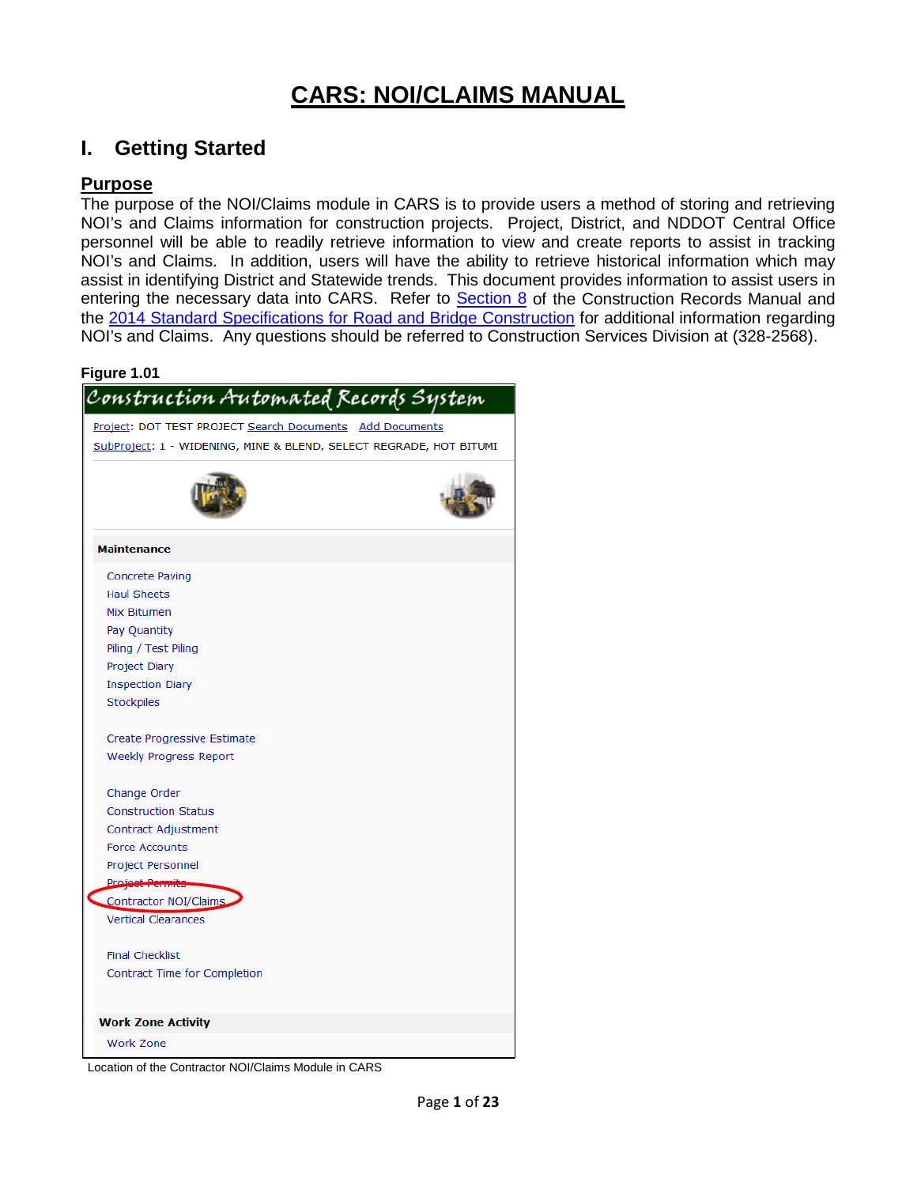# CARS: NOI/CLAIMS MANUAL

## I. Getting Started

### Purpose

The purpose of the NOI/Claims module in CARS is to provide users a method of storing and retrieving NOI's and Claims information for construction projects. Project, District, and NDDOT Central Office personnel will be able to readily retrieve information to view and create reports to assist in tracking NOI's and Claims. In addition, users will have the ability to retrieve historical information which may assist in identifying District and Statewide trends. This document provides information to assist users in entering the necessary data into CARS. Refer to Section 8 of the Construction Records Manual and the 2014 Standard Specifications for Road and Bridge Construction for additional information regarding NOI's and Claims. Any questions should be referred to Construction Services Division at (328-2568).

**Figure 1.01**

Construction Automated Records System

Project: DOT TEST PROJECT Search Documents Add Documents

SubProject: 1 - WIDENING, MINE & BLEND, SELECT REGRADE, HOT BITUMI

**Maintenance**

- Concrete Paving
- Haul Sheets
- Mix Bitumen
- Pay Quantity
- Piling / Test Piling
- Project Diary
- Inspection Diary
- Stockpiles

- Create Progressive Estimate
- Weekly Progress Report

- Change Order
- Construction Status
- Contract Adjustment
- Force Accounts
- Project Personnel
- Project Permits
- Contractor NOI/Claims
- Vertical Clearances

- Final Checklist
- Contract Time for Completion

**Work Zone Activity**

- Work Zone

Location of the Contractor NOI/Claims Module in CARS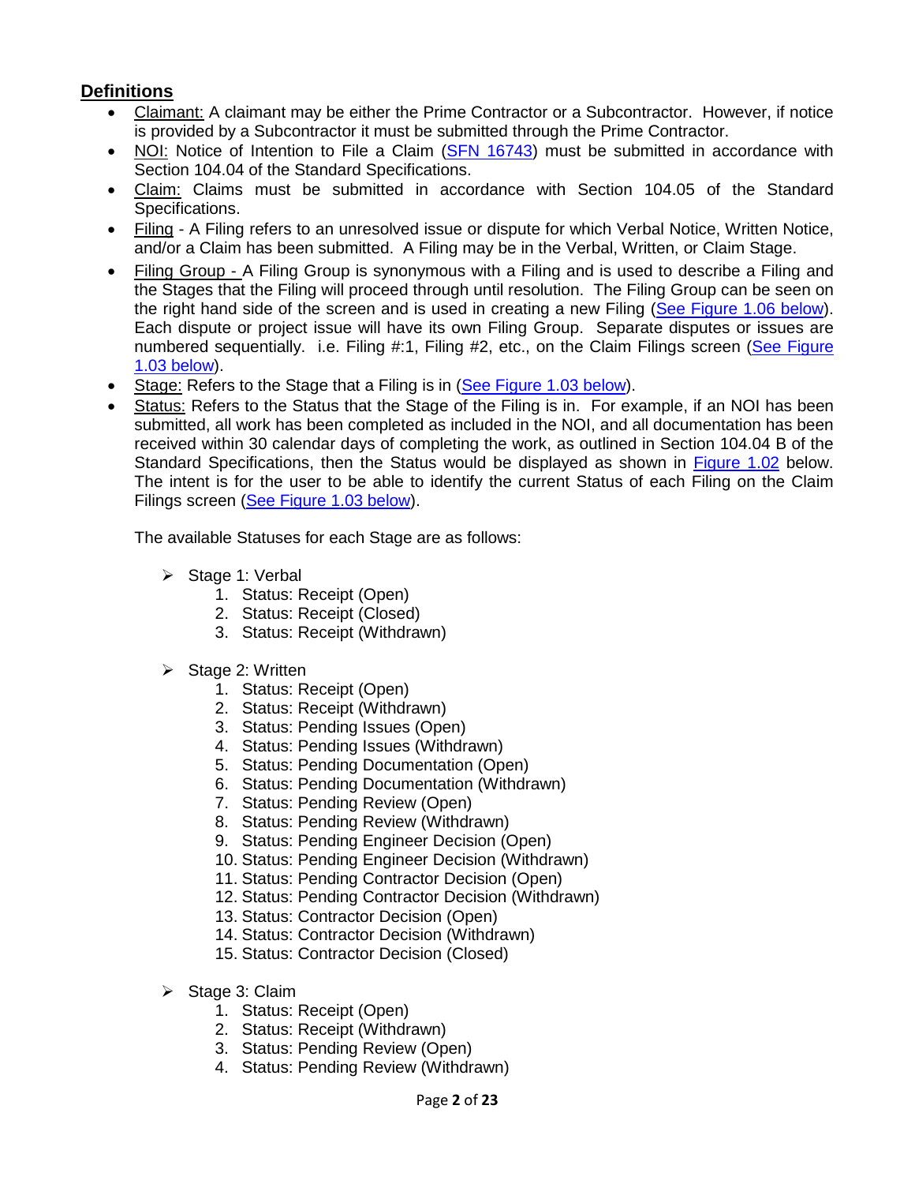## Definitions

- Claimant: A claimant may be either the Prime Contractor or a Subcontractor. However, if notice is provided by a Subcontractor it must be submitted through the Prime Contractor.
- NOI: Notice of Intention to File a Claim (SFN 16743) must be submitted in accordance with Section 104.04 of the Standard Specifications.
- Claim: Claims must be submitted in accordance with Section 104.05 of the Standard Specifications.
- Filing - A Filing refers to an unresolved issue or dispute for which Verbal Notice, Written Notice, and/or a Claim has been submitted. A Filing may be in the Verbal, Written, or Claim Stage.
- Filing Group - A Filing Group is synonymous with a Filing and is used to describe a Filing and the Stages that the Filing will proceed through until resolution. The Filing Group can be seen on the right hand side of the screen and is used in creating a new Filing (See Figure 1.06 below). Each dispute or project issue will have its own Filing Group. Separate disputes or issues are numbered sequentially. i.e. Filing #:1, Filing #2, etc., on the Claim Filings screen (See Figure 1.03 below).
- Stage: Refers to the Stage that a Filing is in (See Figure 1.03 below).
- Status: Refers to the Status that the Stage of the Filing is in. For example, if an NOI has been submitted, all work has been completed as included in the NOI, and all documentation has been received within 30 calendar days of completing the work, as outlined in Section 104.04 B of the Standard Specifications, then the Status would be displayed as shown in Figure 1.02 below. The intent is for the user to be able to identify the current Status of each Filing on the Claim Filings screen (See Figure 1.03 below).

  The available Statuses for each Stage are as follows:

  - Stage 1: Verbal
    1. Status: Receipt (Open)
    2. Status: Receipt (Closed)
    3. Status: Receipt (Withdrawn)

  - Stage 2: Written
    1. Status: Receipt (Open)
    2. Status: Receipt (Withdrawn)
    3. Status: Pending Issues (Open)
    4. Status: Pending Issues (Withdrawn)
    5. Status: Pending Documentation (Open)
    6. Status: Pending Documentation (Withdrawn)
    7. Status: Pending Review (Open)
    8. Status: Pending Review (Withdrawn)
    9. Status: Pending Engineer Decision (Open)
    10. Status: Pending Engineer Decision (Withdrawn)
    11. Status: Pending Contractor Decision (Open)
    12. Status: Pending Contractor Decision (Withdrawn)
    13. Status: Contractor Decision (Open)
    14. Status: Contractor Decision (Withdrawn)
    15. Status: Contractor Decision (Closed)

  - Stage 3: Claim
    1. Status: Receipt (Open)
    2. Status: Receipt (Withdrawn)
    3. Status: Pending Review (Open)
    4. Status: Pending Review (Withdrawn)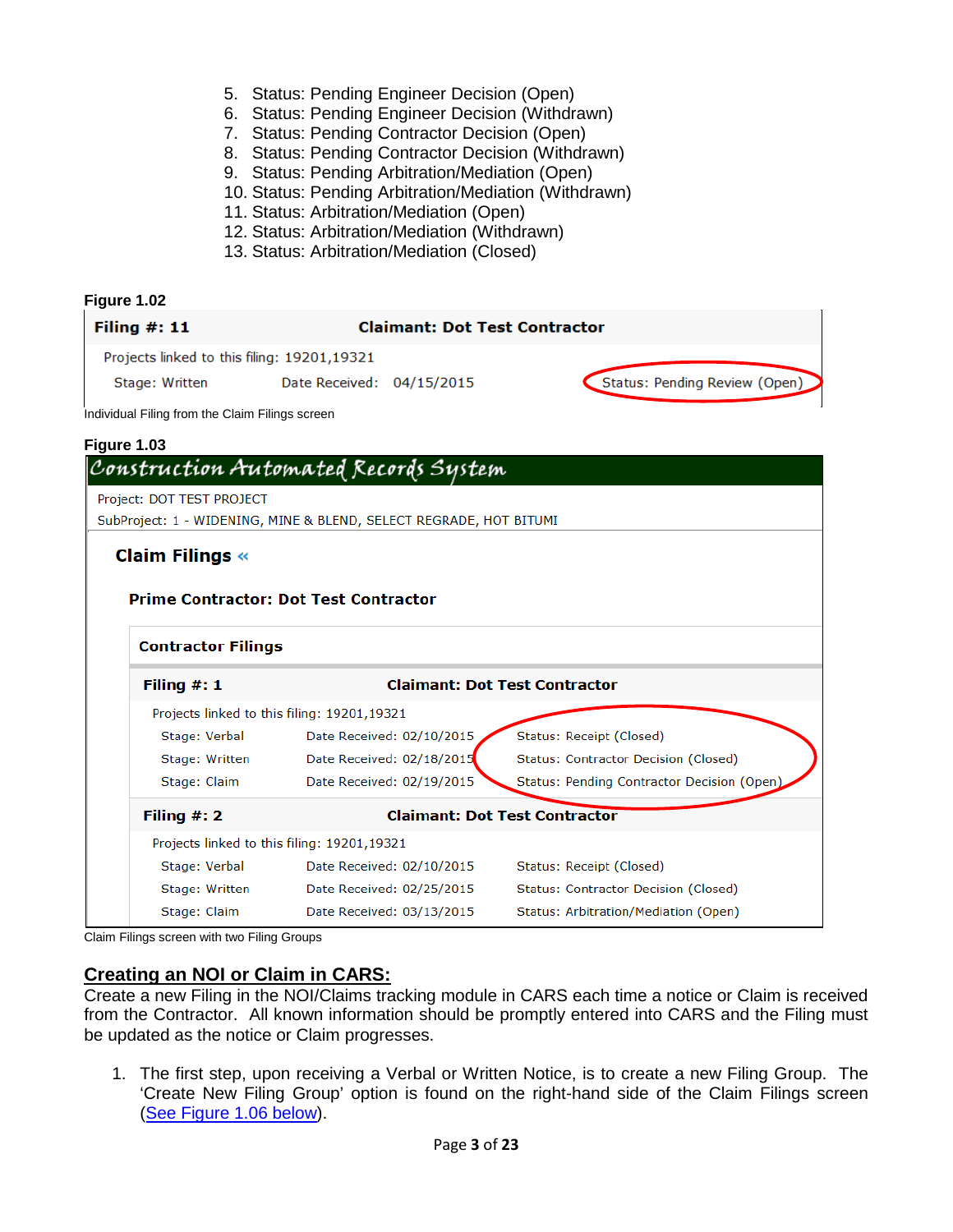5. Status: Pending Engineer Decision (Open)
6. Status: Pending Engineer Decision (Withdrawn)
7. Status: Pending Contractor Decision (Open)
8. Status: Pending Contractor Decision (Withdrawn)
9. Status: Pending Arbitration/Mediation (Open)
10. Status: Pending Arbitration/Mediation (Withdrawn)
11. Status: Arbitration/Mediation (Open)
12. Status: Arbitration/Mediation (Withdrawn)
13. Status: Arbitration/Mediation (Closed)

**Figure 1.02**

**Filing #: 11** **Claimant: Dot Test Contractor**

Projects linked to this filing: 19201,19321

| Stage | Date Received | Status |
|---|---|---|
| Written | 04/15/2015 | Pending Review (Open) |

Individual Filing from the Claim Filings screen

**Figure 1.03**

Construction Automated Records System

Project: DOT TEST PROJECT
SubProject: 1 - WIDENING, MINE & BLEND, SELECT REGRADE, HOT BITUMI

**Claim Filings «**

**Prime Contractor: Dot Test Contractor**

**Contractor Filings**

**Filing #: 1** **Claimant: Dot Test Contractor**

Projects linked to this filing: 19201,19321

| Stage | Date Received | Status |
|---|---|---|
| Verbal | 02/10/2015 | Receipt (Closed) |
| Written | 02/18/2015 | Contractor Decision (Closed) |
| Claim | 02/19/2015 | Pending Contractor Decision (Open) |

**Filing #: 2** **Claimant: Dot Test Contractor**

Projects linked to this filing: 19201,19321

| Stage | Date Received | Status |
|---|---|---|
| Verbal | 02/10/2015 | Receipt (Closed) |
| Written | 02/25/2015 | Contractor Decision (Closed) |
| Claim | 03/13/2015 | Arbitration/Mediation (Open) |

Claim Filings screen with two Filing Groups

## Creating an NOI or Claim in CARS:

Create a new Filing in the NOI/Claims tracking module in CARS each time a notice or Claim is received from the Contractor. All known information should be promptly entered into CARS and the Filing must be updated as the notice or Claim progresses.

1. The first step, upon receiving a Verbal or Written Notice, is to create a new Filing Group. The 'Create New Filing Group' option is found on the right-hand side of the Claim Filings screen (See Figure 1.06 below).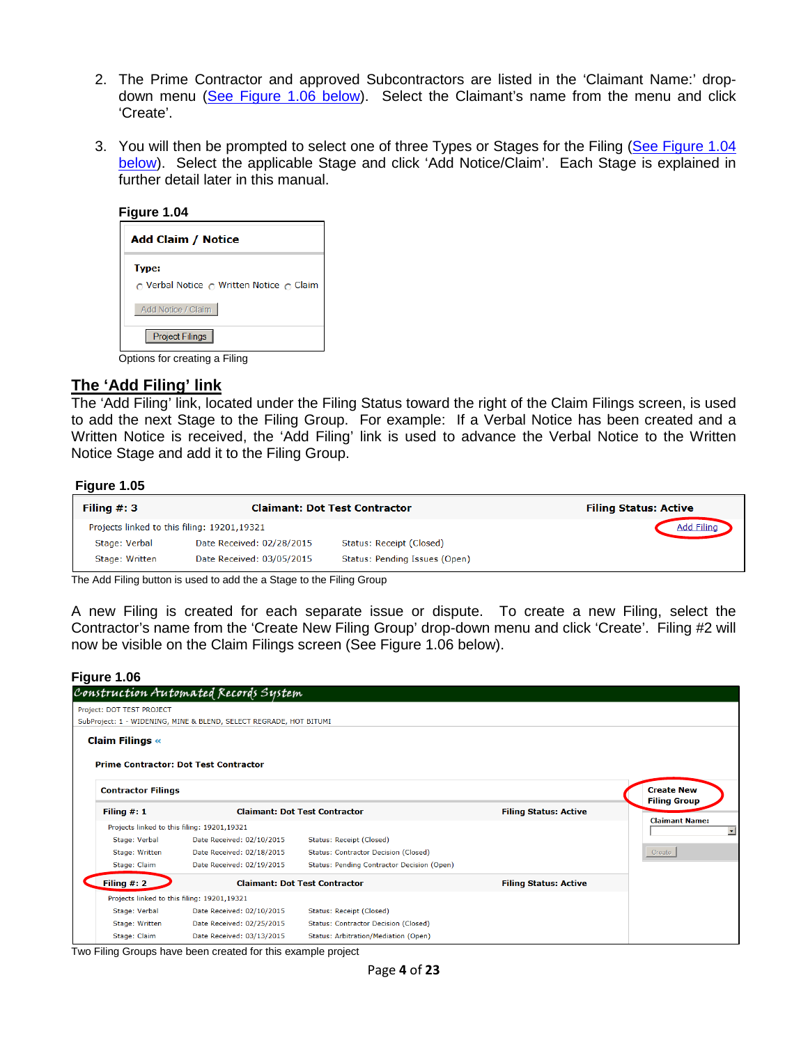2. The Prime Contractor and approved Subcontractors are listed in the 'Claimant Name:' drop-down menu (See Figure 1.06 below). Select the Claimant's name from the menu and click 'Create'.

3. You will then be prompted to select one of three Types or Stages for the Filing (See Figure 1.04 below). Select the applicable Stage and click 'Add Notice/Claim'. Each Stage is explained in further detail later in this manual.

**Figure 1.04**

**Add Claim / Notice**

**Type:**

○ Verbal Notice ○ Written Notice ○ Claim

[Add Notice / Claim]

[Project Filings]

Options for creating a Filing

## The 'Add Filing' link

The 'Add Filing' link, located under the Filing Status toward the right of the Claim Filings screen, is used to add the next Stage to the Filing Group. For example: If a Verbal Notice has been created and a Written Notice is received, the 'Add Filing' link is used to advance the Verbal Notice to the Written Notice Stage and add it to the Filing Group.

**Figure 1.05**

| **Filing #: 3** | **Claimant: Dot Test Contractor** | **Filing Status: Active** |
|---|---|---|
| Projects linked to this filing: 19201,19321 | | Add Filing |
| Stage: Verbal | Date Received: 02/28/2015 | Status: Receipt (Closed) |
| Stage: Written | Date Received: 03/05/2015 | Status: Pending Issues (Open) |

The Add Filing button is used to add the a Stage to the Filing Group

A new Filing is created for each separate issue or dispute. To create a new Filing, select the Contractor's name from the 'Create New Filing Group' drop-down menu and click 'Create'. Filing #2 will now be visible on the Claim Filings screen (See Figure 1.06 below).

**Figure 1.06**

*Construction Automated Records System*

Project: DOT TEST PROJECT
SubProject: 1 - WIDENING, MINE & BLEND, SELECT REGRADE, HOT BITUMI

**Claim Filings «**

**Prime Contractor: Dot Test Contractor**

**Contractor Filings**

| **Filing #: 1** | **Claimant: Dot Test Contractor** | **Filing Status: Active** |
|---|---|---|
| Projects linked to this filing: 19201,19321 | | |
| Stage: Verbal | Date Received: 02/10/2015 | Status: Receipt (Closed) |
| Stage: Written | Date Received: 02/18/2015 | Status: Contractor Decision (Closed) |
| Stage: Claim | Date Received: 02/19/2015 | Status: Pending Contractor Decision (Open) |
| **Filing #: 2** | **Claimant: Dot Test Contractor** | **Filing Status: Active** |
| Projects linked to this filing: 19201,19321 | | |
| Stage: Verbal | Date Received: 02/10/2015 | Status: Receipt (Closed) |
| Stage: Written | Date Received: 02/25/2015 | Status: Contractor Decision (Closed) |
| Stage: Claim | Date Received: 03/13/2015 | Status: Arbitration/Mediation (Open) |

**Create New Filing Group**

**Claimant Name:** [ ]

[Create]

Two Filing Groups have been created for this example project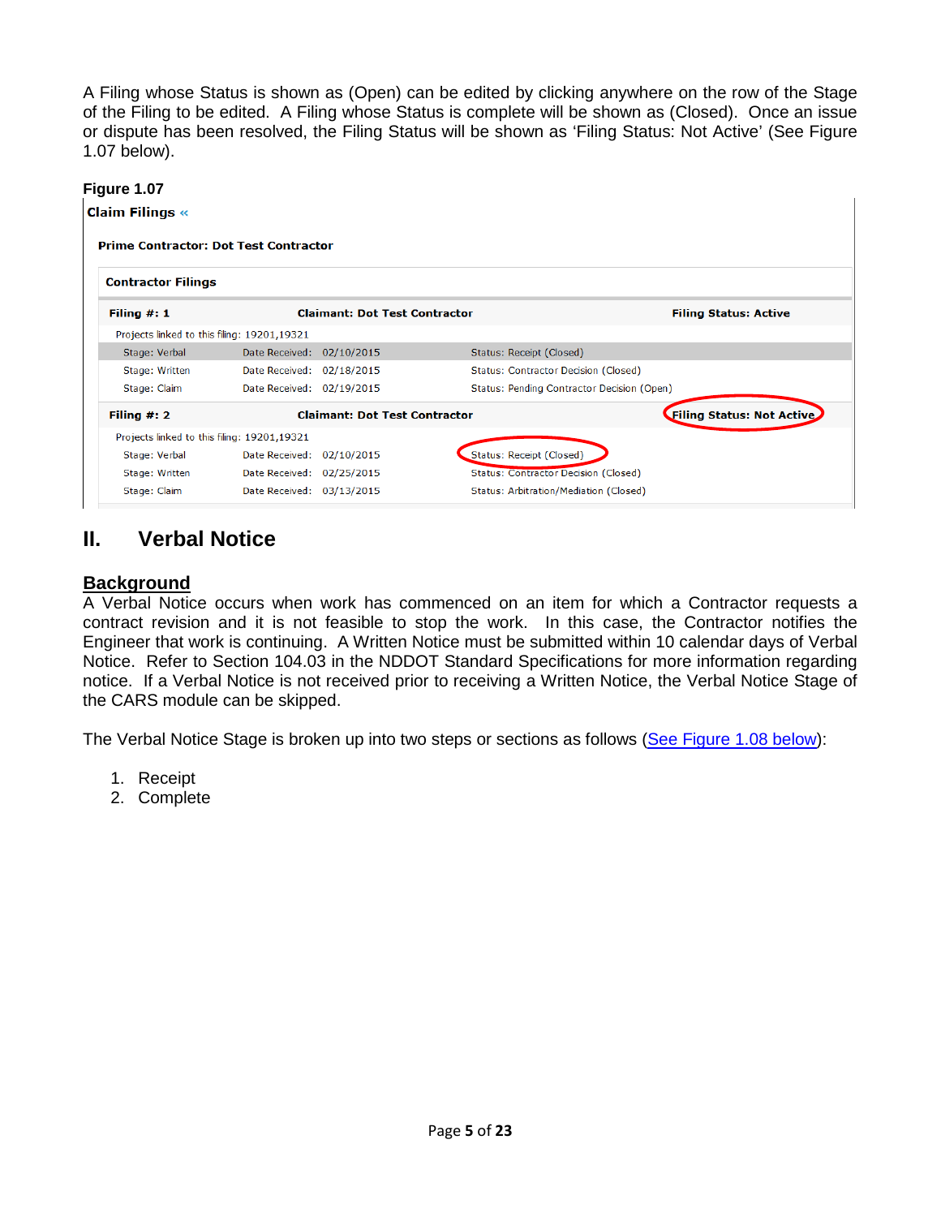A Filing whose Status is shown as (Open) can be edited by clicking anywhere on the row of the Stage of the Filing to be edited. A Filing whose Status is complete will be shown as (Closed). Once an issue or dispute has been resolved, the Filing Status will be shown as 'Filing Status: Not Active' (See Figure 1.07 below).

**Figure 1.07**

**Claim Filings «**

**Prime Contractor: Dot Test Contractor**

**Contractor Filings**

| **Filing #: 1** | **Claimant: Dot Test Contractor** | **Filing Status: Active** |
|---|---|---|
| Projects linked to this filing: 19201,19321 | | |
| Stage: Verbal | Date Received: 02/10/2015 | Status: Receipt (Closed) |
| Stage: Written | Date Received: 02/18/2015 | Status: Contractor Decision (Closed) |
| Stage: Claim | Date Received: 02/19/2015 | Status: Pending Contractor Decision (Open) |
| **Filing #: 2** | **Claimant: Dot Test Contractor** | **Filing Status: Not Active** |
| Projects linked to this filing: 19201,19321 | | |
| Stage: Verbal | Date Received: 02/10/2015 | Status: Receipt (Closed) |
| Stage: Written | Date Received: 02/25/2015 | Status: Contractor Decision (Closed) |
| Stage: Claim | Date Received: 03/13/2015 | Status: Arbitration/Mediation (Closed) |

# II. Verbal Notice

## Background

A Verbal Notice occurs when work has commenced on an item for which a Contractor requests a contract revision and it is not feasible to stop the work. In this case, the Contractor notifies the Engineer that work is continuing. A Written Notice must be submitted within 10 calendar days of Verbal Notice. Refer to Section 104.03 in the NDDOT Standard Specifications for more information regarding notice. If a Verbal Notice is not received prior to receiving a Written Notice, the Verbal Notice Stage of the CARS module can be skipped.

The Verbal Notice Stage is broken up into two steps or sections as follows (See Figure 1.08 below):

1. Receipt
2. Complete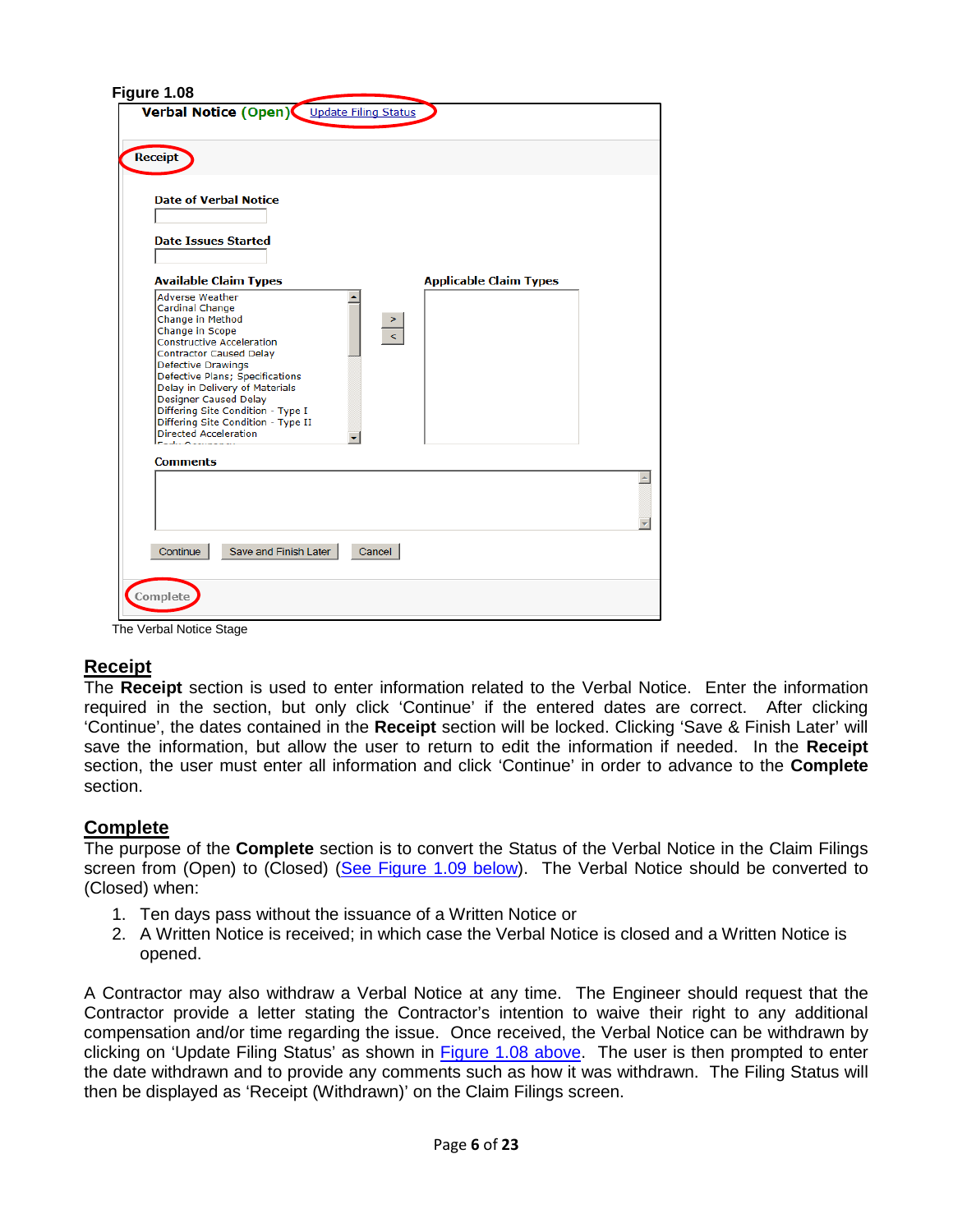**Figure 1.08**

**Verbal Notice (Open)** Update Filing Status

**Receipt**

**Date of Verbal Notice**

**Date Issues Started**

**Available Claim Types**

Adverse Weather
Cardinal Change
Change in Method
Change in Scope
Constructive Acceleration
Contractor Caused Delay
Defective Drawings
Defective Plans; Specifications
Delay in Delivery of Materials
Designer Caused Delay
Differing Site Condition - Type I
Differing Site Condition - Type II
Directed Acceleration

**Applicable Claim Types**

**Comments**

Continue | Save and Finish Later | Cancel

**Complete**

The Verbal Notice Stage

## Receipt

The **Receipt** section is used to enter information related to the Verbal Notice. Enter the information required in the section, but only click 'Continue' if the entered dates are correct. After clicking 'Continue', the dates contained in the **Receipt** section will be locked. Clicking 'Save & Finish Later' will save the information, but allow the user to return to edit the information if needed. In the **Receipt** section, the user must enter all information and click 'Continue' in order to advance to the **Complete** section.

## Complete

The purpose of the **Complete** section is to convert the Status of the Verbal Notice in the Claim Filings screen from (Open) to (Closed) (See Figure 1.09 below). The Verbal Notice should be converted to (Closed) when:

1. Ten days pass without the issuance of a Written Notice or
2. A Written Notice is received; in which case the Verbal Notice is closed and a Written Notice is opened.

A Contractor may also withdraw a Verbal Notice at any time. The Engineer should request that the Contractor provide a letter stating the Contractor's intention to waive their right to any additional compensation and/or time regarding the issue. Once received, the Verbal Notice can be withdrawn by clicking on 'Update Filing Status' as shown in Figure 1.08 above. The user is then prompted to enter the date withdrawn and to provide any comments such as how it was withdrawn. The Filing Status will then be displayed as 'Receipt (Withdrawn)' on the Claim Filings screen.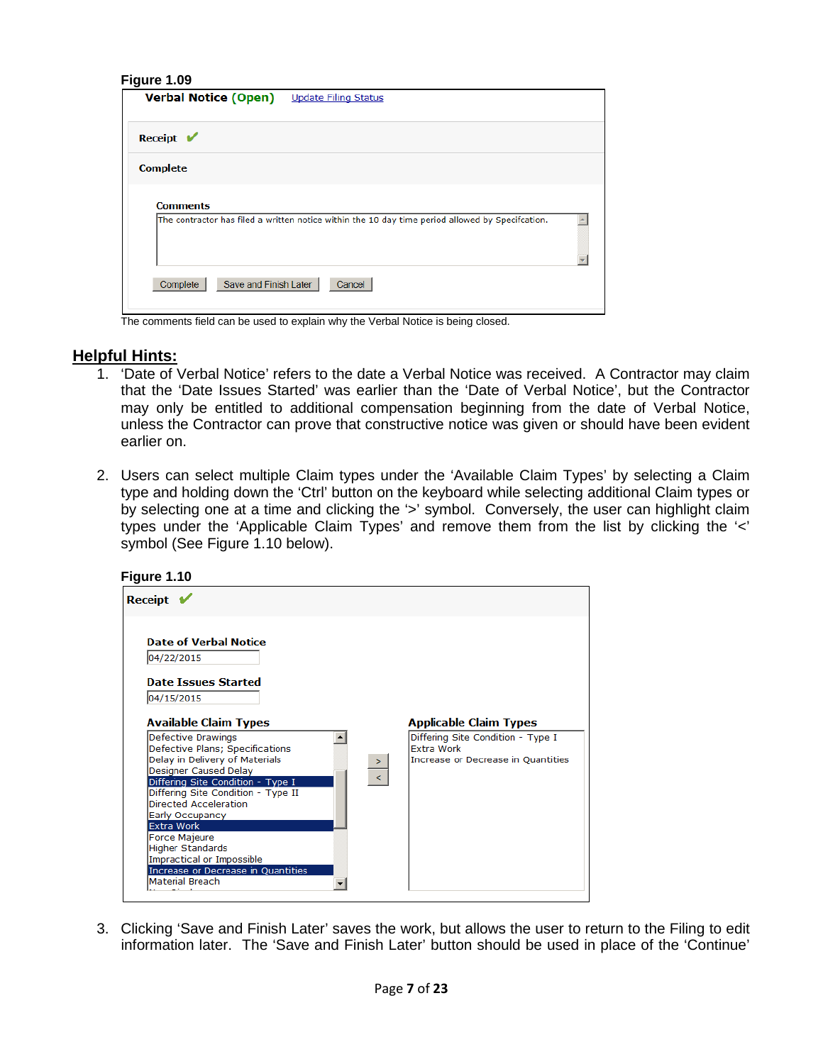**Figure 1.09**

**Verbal Notice (Open)** Update Filing Status

**Receipt** ✔

**Complete**

**Comments**

The contractor has filed a written notice within the 10 day time period allowed by Specifcation.

Complete | Save and Finish Later | Cancel

The comments field can be used to explain why the Verbal Notice is being closed.

## Helpful Hints:

1. 'Date of Verbal Notice' refers to the date a Verbal Notice was received. A Contractor may claim that the 'Date Issues Started' was earlier than the 'Date of Verbal Notice', but the Contractor may only be entitled to additional compensation beginning from the date of Verbal Notice, unless the Contractor can prove that constructive notice was given or should have been evident earlier on.

2. Users can select multiple Claim types under the 'Available Claim Types' by selecting a Claim type and holding down the 'Ctrl' button on the keyboard while selecting additional Claim types or by selecting one at a time and clicking the '>' symbol. Conversely, the user can highlight claim types under the 'Applicable Claim Types' and remove them from the list by clicking the '<' symbol (See Figure 1.10 below).

**Figure 1.10**

**Receipt** ✔

**Date of Verbal Notice**

04/22/2015

**Date Issues Started**

04/15/2015

**Available Claim Types**

- Defective Drawings
- Defective Plans; Specifications
- Delay in Delivery of Materials
- Designer Caused Delay
- Differing Site Condition - Type I
- Differing Site Condition - Type II
- Directed Acceleration
- Early Occupancy
- Extra Work
- Force Majeure
- Higher Standards
- Impractical or Impossible
- Increase or Decrease in Quantities
- Material Breach

> <

**Applicable Claim Types**

- Differing Site Condition - Type I
- Extra Work
- Increase or Decrease in Quantities

3. Clicking 'Save and Finish Later' saves the work, but allows the user to return to the Filing to edit information later. The 'Save and Finish Later' button should be used in place of the 'Continue'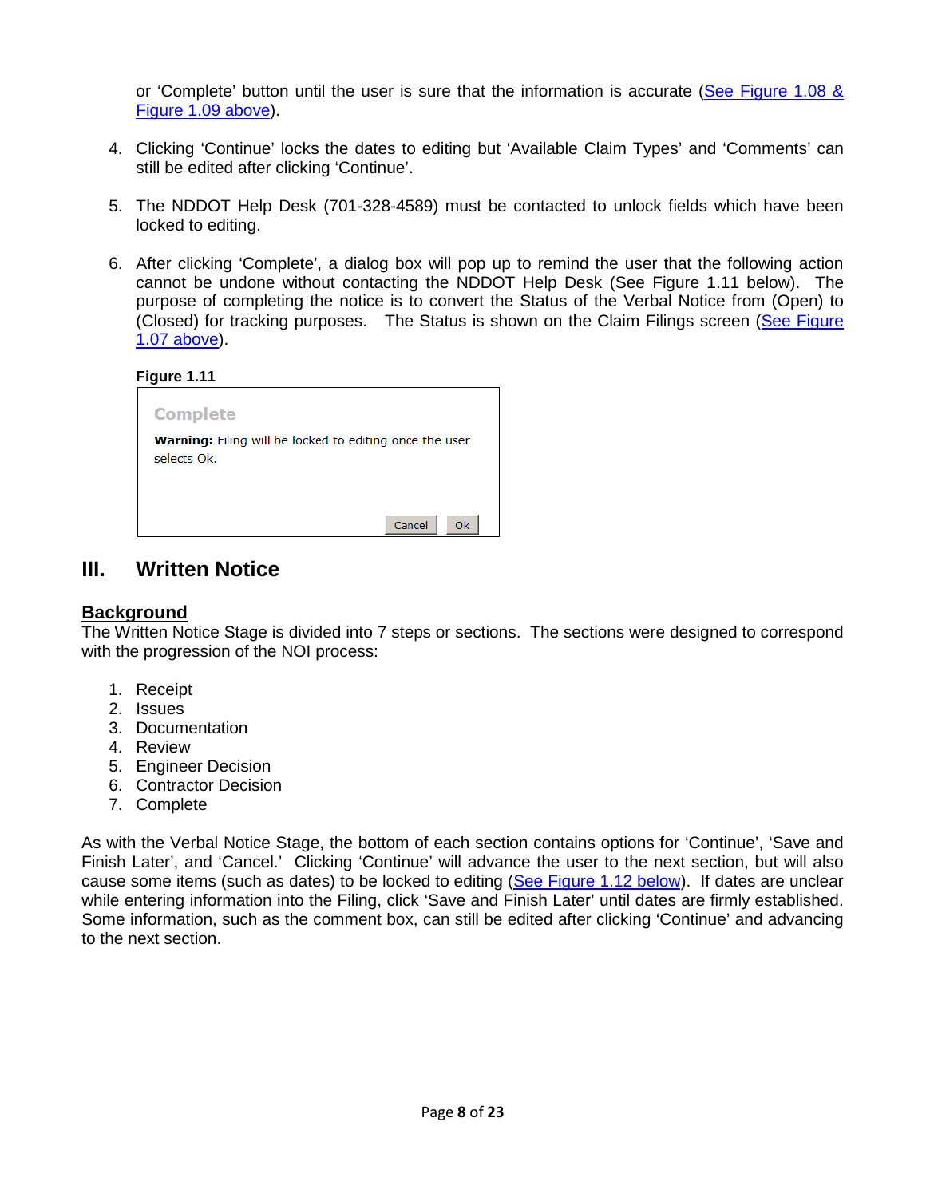or 'Complete' button until the user is sure that the information is accurate (See Figure 1.08 & Figure 1.09 above).

4. Clicking 'Continue' locks the dates to editing but 'Available Claim Types' and 'Comments' can still be edited after clicking 'Continue'.

5. The NDDOT Help Desk (701-328-4589) must be contacted to unlock fields which have been locked to editing.

6. After clicking 'Complete', a dialog box will pop up to remind the user that the following action cannot be undone without contacting the NDDOT Help Desk (See Figure 1.11 below). The purpose of completing the notice is to convert the Status of the Verbal Notice from (Open) to (Closed) for tracking purposes. The Status is shown on the Claim Filings screen (See Figure 1.07 above).

**Figure 1.11**

Complete

**Warning:** Filing will be locked to editing once the user selects Ok.

Cancel | Ok

# III. Written Notice

## Background

The Written Notice Stage is divided into 7 steps or sections. The sections were designed to correspond with the progression of the NOI process:

1. Receipt
2. Issues
3. Documentation
4. Review
5. Engineer Decision
6. Contractor Decision
7. Complete

As with the Verbal Notice Stage, the bottom of each section contains options for 'Continue', 'Save and Finish Later', and 'Cancel.' Clicking 'Continue' will advance the user to the next section, but will also cause some items (such as dates) to be locked to editing (See Figure 1.12 below). If dates are unclear while entering information into the Filing, click 'Save and Finish Later' until dates are firmly established. Some information, such as the comment box, can still be edited after clicking 'Continue' and advancing to the next section.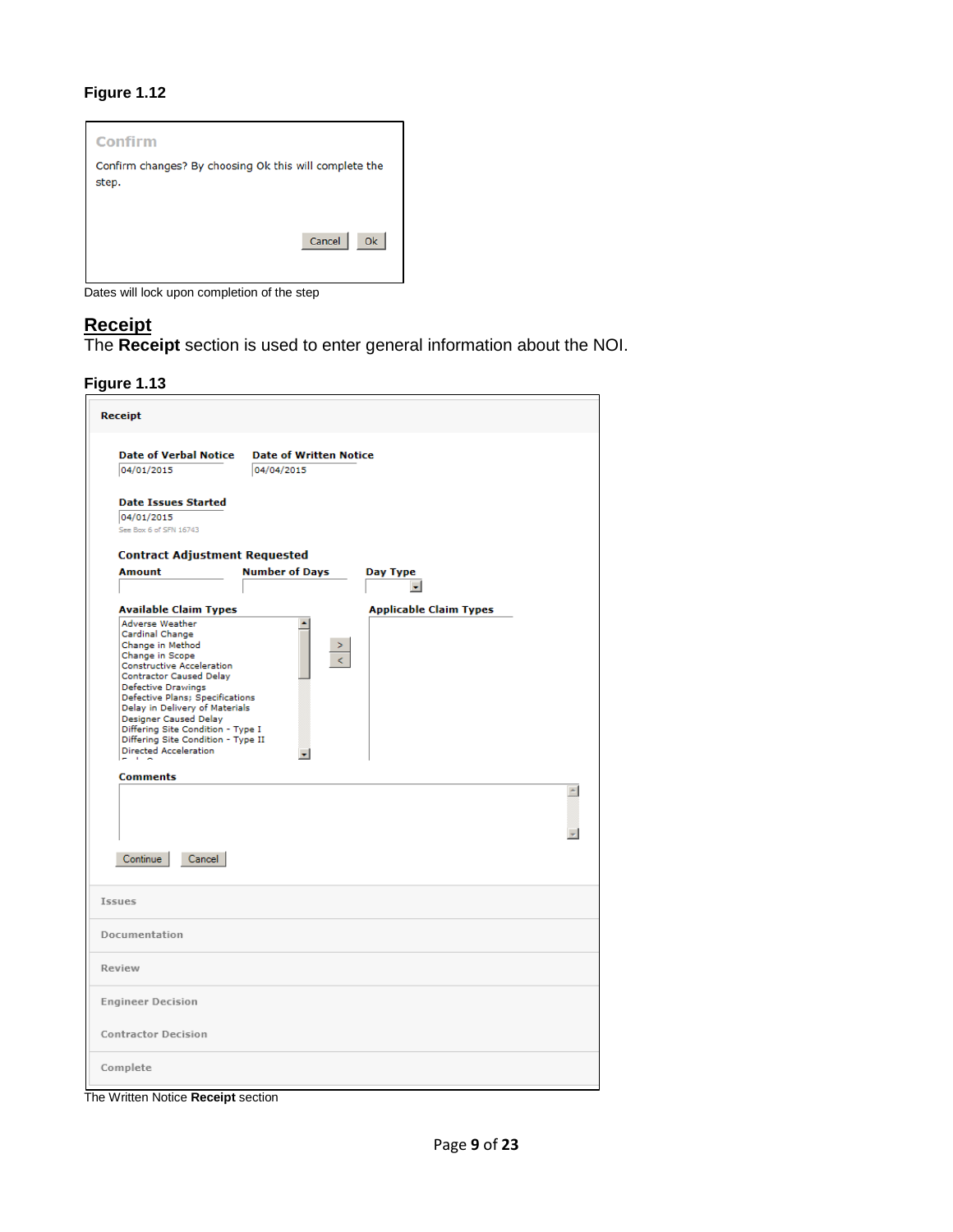**Figure 1.12**

Confirm

Confirm changes? By choosing Ok this will complete the step.

Cancel Ok

Dates will lock upon completion of the step

## Receipt

The **Receipt** section is used to enter general information about the NOI.

**Figure 1.13**

**Receipt**

**Date of Verbal Notice** 04/01/2015
**Date of Written Notice** 04/04/2015

**Date Issues Started** 04/01/2015
See Box 6 of SFN 16743

**Contract Adjustment Requested**

**Amount** | **Number of Days** | **Day Type**

**Available Claim Types**
- Adverse Weather
- Cardinal Change
- Change in Method
- Change in Scope
- Constructive Acceleration
- Contractor Caused Delay
- Defective Drawings
- Defective Plans; Specifications
- Delay in Delivery of Materials
- Designer Caused Delay
- Differing Site Condition - Type I
- Differing Site Condition - Type II
- Directed Acceleration

**Applicable Claim Types**

**Comments**

Continue Cancel

Issues

Documentation

Review

Engineer Decision

Contractor Decision

Complete

The Written Notice **Receipt** section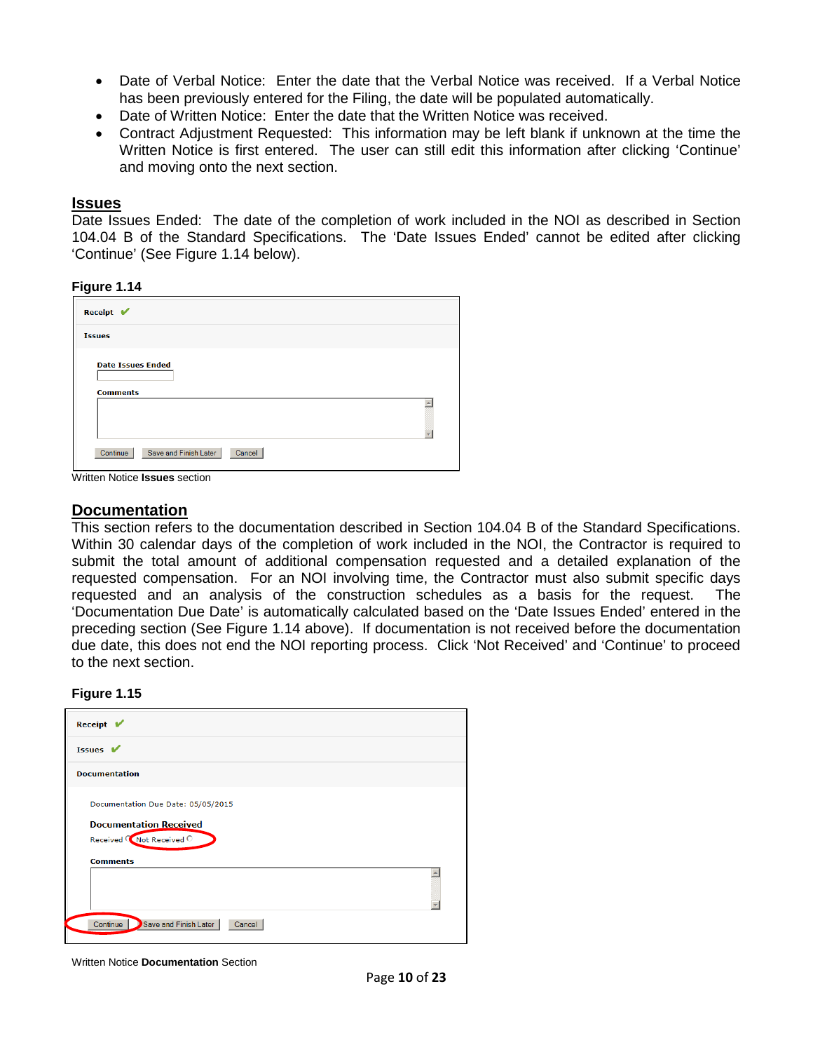- Date of Verbal Notice: Enter the date that the Verbal Notice was received. If a Verbal Notice has been previously entered for the Filing, the date will be populated automatically.
- Date of Written Notice: Enter the date that the Written Notice was received.
- Contract Adjustment Requested: This information may be left blank if unknown at the time the Written Notice is first entered. The user can still edit this information after clicking 'Continue' and moving onto the next section.

## Issues

Date Issues Ended: The date of the completion of work included in the NOI as described in Section 104.04 B of the Standard Specifications. The 'Date Issues Ended' cannot be edited after clicking 'Continue' (See Figure 1.14 below).

**Figure 1.14**

Written Notice **Issues** section

## Documentation

This section refers to the documentation described in Section 104.04 B of the Standard Specifications. Within 30 calendar days of the completion of work included in the NOI, the Contractor is required to submit the total amount of additional compensation requested and a detailed explanation of the requested compensation. For an NOI involving time, the Contractor must also submit specific days requested and an analysis of the construction schedules as a basis for the request. The 'Documentation Due Date' is automatically calculated based on the 'Date Issues Ended' entered in the preceding section (See Figure 1.14 above). If documentation is not received before the documentation due date, this does not end the NOI reporting process. Click 'Not Received' and 'Continue' to proceed to the next section.

**Figure 1.15**

Written Notice **Documentation** Section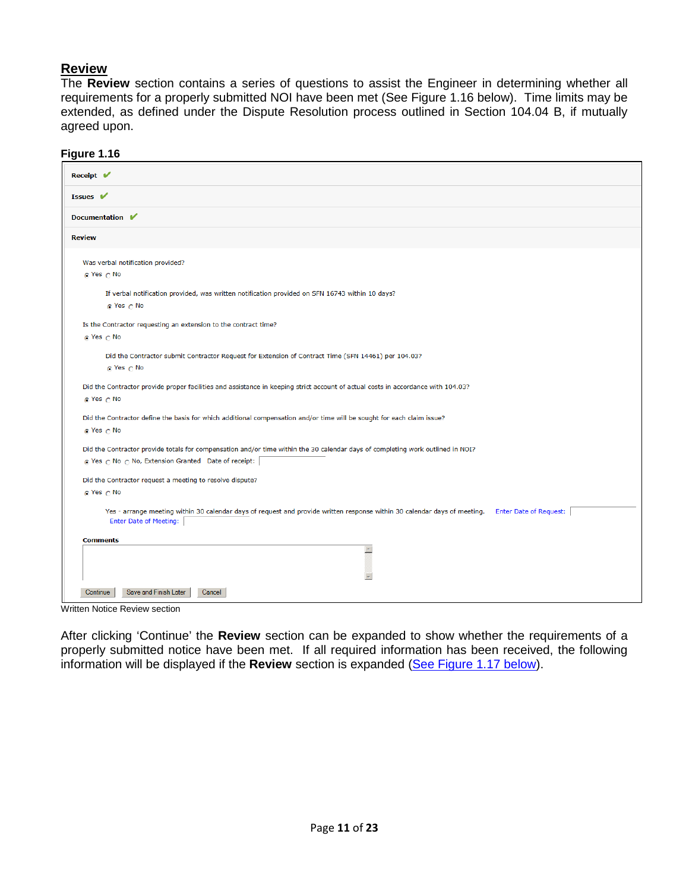## Review

The **Review** section contains a series of questions to assist the Engineer in determining whether all requirements for a properly submitted NOI have been met (See Figure 1.16 below). Time limits may be extended, as defined under the Dispute Resolution process outlined in Section 104.04 B, if mutually agreed upon.

**Figure 1.16**

**Receipt** ✔

**Issues** ✔

**Documentation** ✔

**Review**

Was verbal notification provided?
◉ Yes ○ No

If verbal notification provided, was written notification provided on SFN 16743 within 10 days?
◉ Yes ○ No

Is the Contractor requesting an extension to the contract time?
◉ Yes ○ No

Did the Contractor submit Contractor Request for Extension of Contract Time (SFN 14461) per 104.03?
◉ Yes ○ No

Did the Contractor provide proper facilities and assistance in keeping strict account of actual costs in accordance with 104.03?
◉ Yes ○ No

Did the Contractor define the basis for which additional compensation and/or time will be sought for each claim issue?
◉ Yes ○ No

Did the Contractor provide totals for compensation and/or time within the 30 calendar days of completing work outlined in NOI?
◉ Yes ○ No ○ No, Extension Granted Date of receipt: ______

Did the Contractor request a meeting to resolve dispute?
◉ Yes ○ No

Yes - arrange meeting within 30 calendar days of request and provide written response within 30 calendar days of meeting. Enter Date of Request: ______
Enter Date of Meeting: ______

**Comments**

[Continue] [Save and Finish Later] [Cancel]

Written Notice Review section

After clicking 'Continue' the **Review** section can be expanded to show whether the requirements of a properly submitted notice have been met. If all required information has been received, the following information will be displayed if the **Review** section is expanded (See Figure 1.17 below).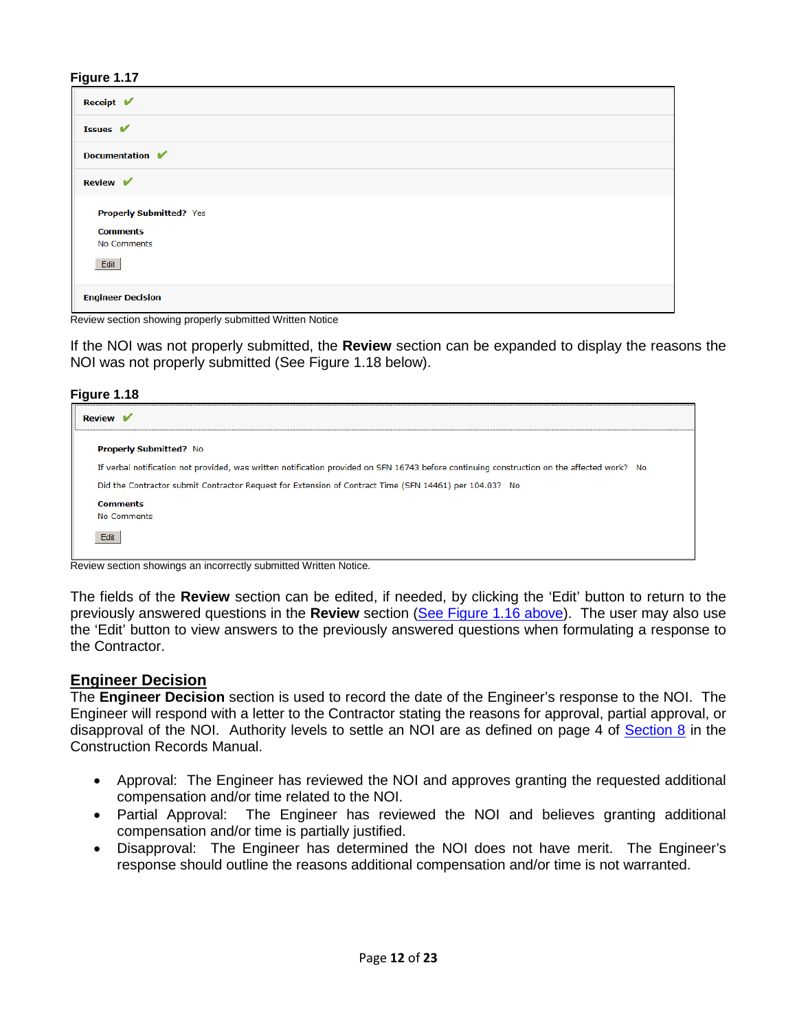**Figure 1.17**

**Receipt** ✔

**Issues** ✔

**Documentation** ✔

**Review** ✔

**Properly Submitted?** Yes

**Comments**
No Comments

Edit

**Engineer Decision**

Review section showing properly submitted Written Notice

If the NOI was not properly submitted, the **Review** section can be expanded to display the reasons the NOI was not properly submitted (See Figure 1.18 below).

**Figure 1.18**

**Review** ✔

**Properly Submitted?** No

If verbal notification not provided, was written notification provided on SFN 16743 before continuing construction on the affected work? No

Did the Contractor submit Contractor Request for Extension of Contract Time (SFN 14461) per 104.03? No

**Comments**
No Comments

Edit

Review section showings an incorrectly submitted Written Notice.

The fields of the **Review** section can be edited, if needed, by clicking the 'Edit' button to return to the previously answered questions in the **Review** section (See Figure 1.16 above). The user may also use the 'Edit' button to view answers to the previously answered questions when formulating a response to the Contractor.

## Engineer Decision

The **Engineer Decision** section is used to record the date of the Engineer's response to the NOI. The Engineer will respond with a letter to the Contractor stating the reasons for approval, partial approval, or disapproval of the NOI. Authority levels to settle an NOI are as defined on page 4 of Section 8 in the Construction Records Manual.

- Approval: The Engineer has reviewed the NOI and approves granting the requested additional compensation and/or time related to the NOI.
- Partial Approval: The Engineer has reviewed the NOI and believes granting additional compensation and/or time is partially justified.
- Disapproval: The Engineer has determined the NOI does not have merit. The Engineer's response should outline the reasons additional compensation and/or time is not warranted.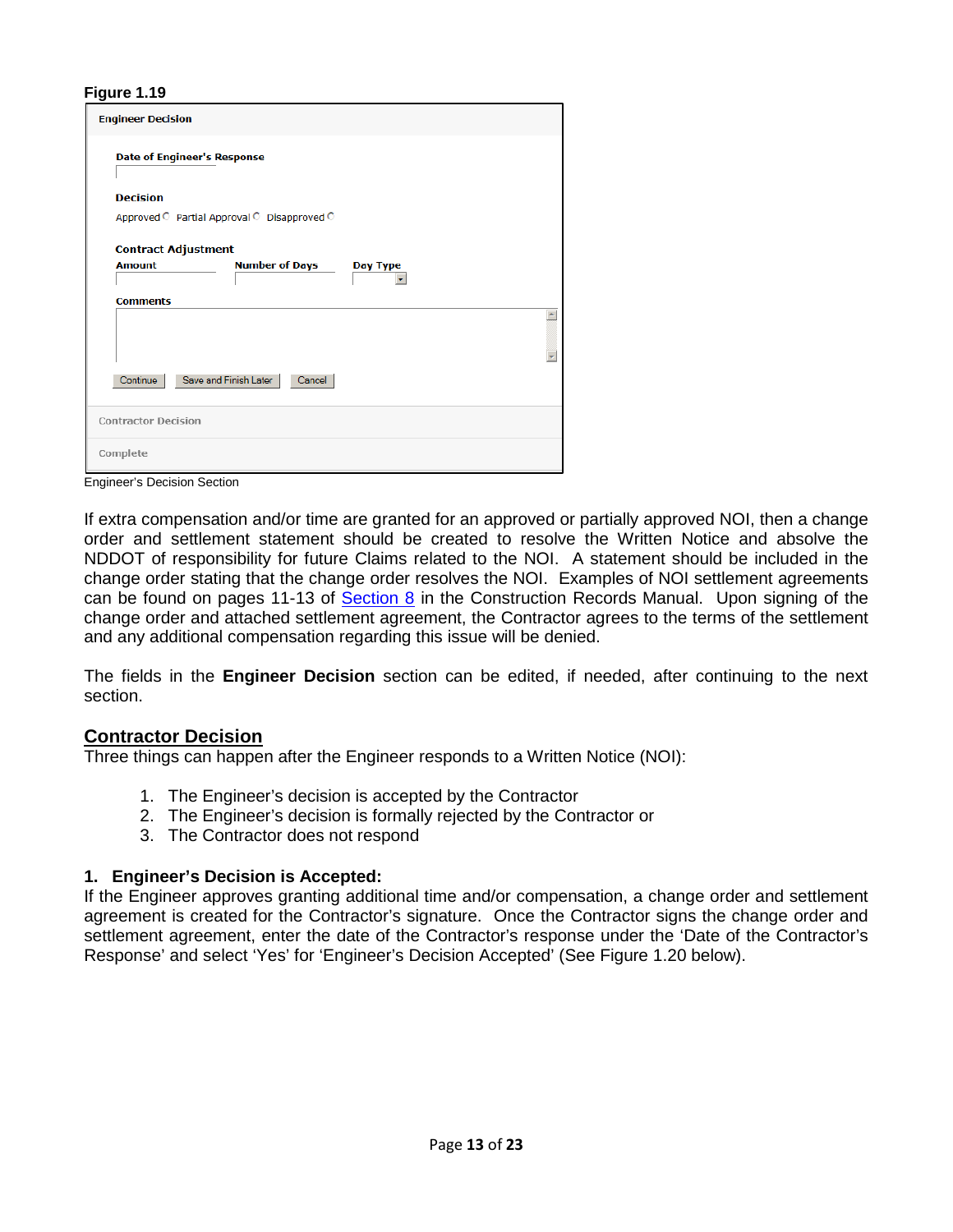**Figure 1.19**

Engineer Decision

Date of Engineer's Response

Decision

Approved ○ Partial Approval ○ Disapproved ○

Contract Adjustment

| Amount | Number of Days | Day Type |
|---|---|---|
| | | |

Comments

Continue | Save and Finish Later | Cancel

Contractor Decision

Complete

Engineer's Decision Section

If extra compensation and/or time are granted for an approved or partially approved NOI, then a change order and settlement statement should be created to resolve the Written Notice and absolve the NDDOT of responsibility for future Claims related to the NOI. A statement should be included in the change order stating that the change order resolves the NOI. Examples of NOI settlement agreements can be found on pages 11-13 of Section 8 in the Construction Records Manual. Upon signing of the change order and attached settlement agreement, the Contractor agrees to the terms of the settlement and any additional compensation regarding this issue will be denied.

The fields in the **Engineer Decision** section can be edited, if needed, after continuing to the next section.

## Contractor Decision

Three things can happen after the Engineer responds to a Written Notice (NOI):

1. The Engineer's decision is accepted by the Contractor
2. The Engineer's decision is formally rejected by the Contractor or
3. The Contractor does not respond

### 1. Engineer's Decision is Accepted:

If the Engineer approves granting additional time and/or compensation, a change order and settlement agreement is created for the Contractor's signature. Once the Contractor signs the change order and settlement agreement, enter the date of the Contractor's response under the 'Date of the Contractor's Response' and select 'Yes' for 'Engineer's Decision Accepted' (See Figure 1.20 below).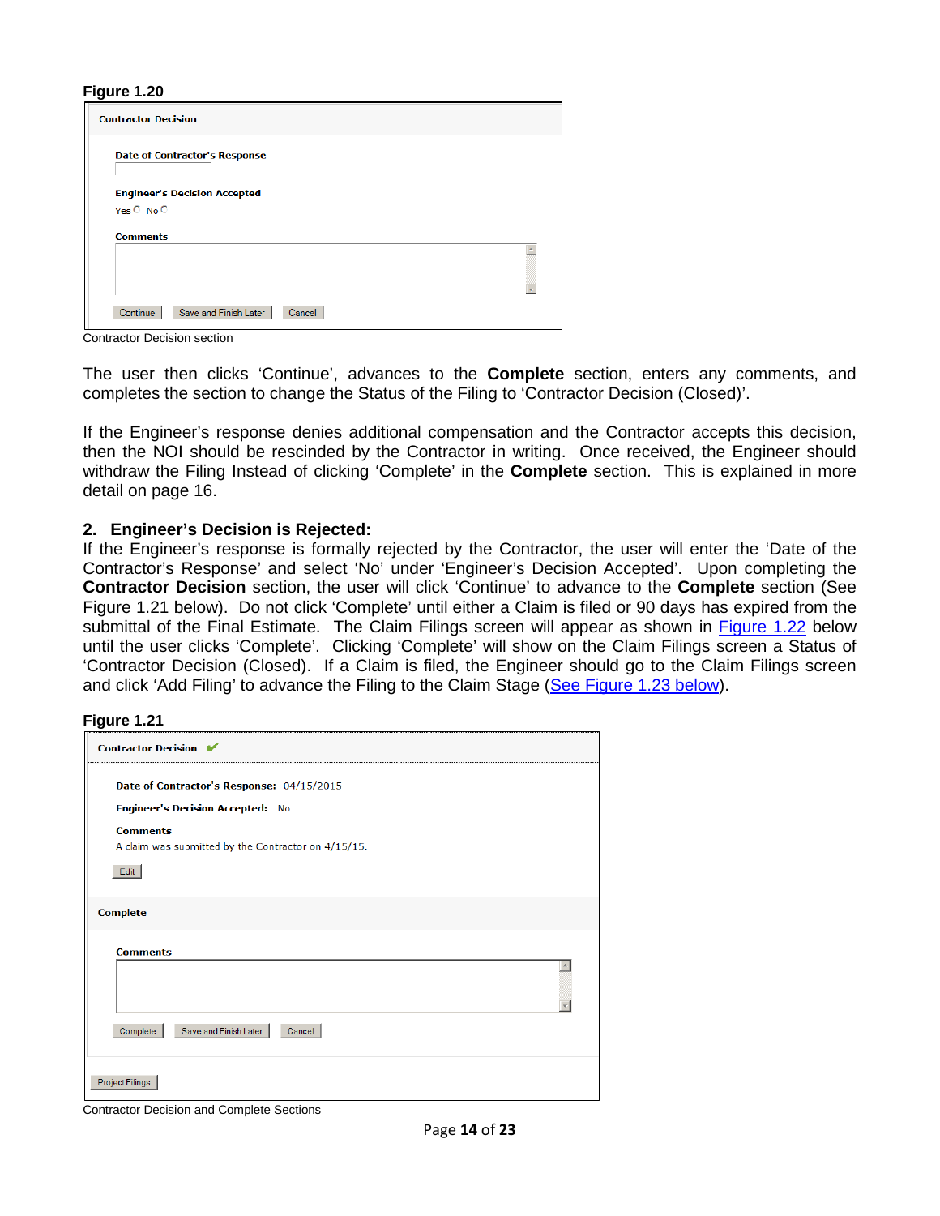**Figure 1.20**

Contractor Decision

Date of Contractor's Response

Engineer's Decision Accepted

Yes ○ No ○

Comments

Continue | Save and Finish Later | Cancel

Contractor Decision section

The user then clicks 'Continue', advances to the **Complete** section, enters any comments, and completes the section to change the Status of the Filing to 'Contractor Decision (Closed)'.

If the Engineer's response denies additional compensation and the Contractor accepts this decision, then the NOI should be rescinded by the Contractor in writing. Once received, the Engineer should withdraw the Filing Instead of clicking 'Complete' in the **Complete** section. This is explained in more detail on page 16.

### 2. Engineer's Decision is Rejected:

If the Engineer's response is formally rejected by the Contractor, the user will enter the 'Date of the Contractor's Response' and select 'No' under 'Engineer's Decision Accepted'. Upon completing the **Contractor Decision** section, the user will click 'Continue' to advance to the **Complete** section (See Figure 1.21 below). Do not click 'Complete' until either a Claim is filed or 90 days has expired from the submittal of the Final Estimate. The Claim Filings screen will appear as shown in Figure 1.22 below until the user clicks 'Complete'. Clicking 'Complete' will show on the Claim Filings screen a Status of 'Contractor Decision (Closed). If a Claim is filed, the Engineer should go to the Claim Filings screen and click 'Add Filing' to advance the Filing to the Claim Stage (See Figure 1.23 below).

**Figure 1.21**

Contractor Decision ✔

Date of Contractor's Response: 04/15/2015

Engineer's Decision Accepted: No

Comments

A claim was submitted by the Contractor on 4/15/15.

Edit

Complete

Comments

Complete | Save and Finish Later | Cancel

Project Filings

Contractor Decision and Complete Sections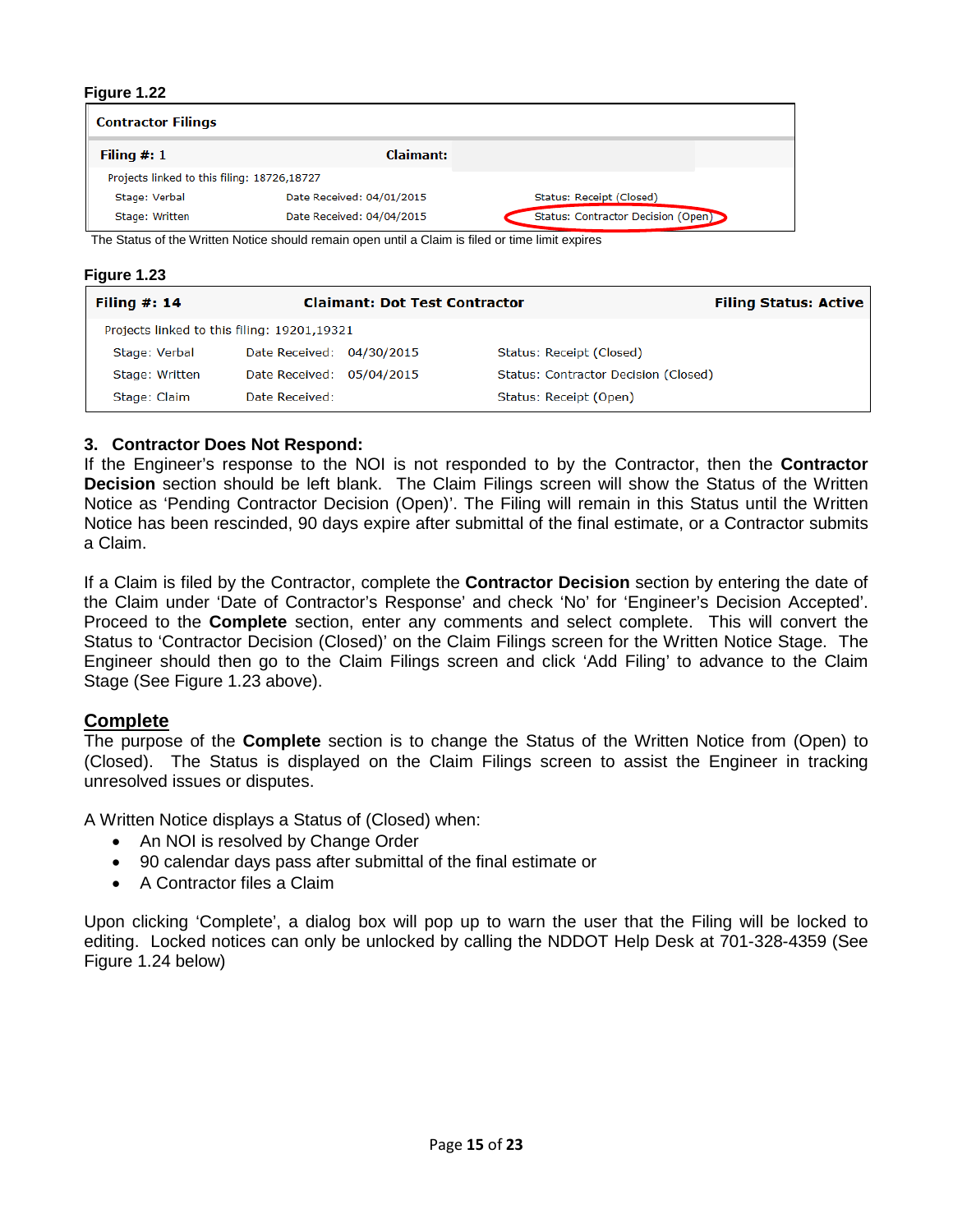**Figure 1.22**

| Contractor Filings | | |
|---|---|---|
| **Filing #:** 1 | **Claimant:** | |
| Projects linked to this filing: 18726,18727 | | |
| Stage: Verbal | Date Received: 04/01/2015 | Status: Receipt (Closed) |
| Stage: Written | Date Received: 04/04/2015 | Status: Contractor Decision (Open) |

The Status of the Written Notice should remain open until a Claim is filed or time limit expires

**Figure 1.23**

| **Filing #: 14** | **Claimant: Dot Test Contractor** | | **Filing Status: Active** |
|---|---|---|---|
| Projects linked to this filing: 19201,19321 | | | |
| Stage: Verbal | Date Received: | 04/30/2015 | Status: Receipt (Closed) |
| Stage: Written | Date Received: | 05/04/2015 | Status: Contractor Decision (Closed) |
| Stage: Claim | Date Received: | | Status: Receipt (Open) |

### 3. Contractor Does Not Respond:

If the Engineer's response to the NOI is not responded to by the Contractor, then the **Contractor Decision** section should be left blank. The Claim Filings screen will show the Status of the Written Notice as 'Pending Contractor Decision (Open)'. The Filing will remain in this Status until the Written Notice has been rescinded, 90 days expire after submittal of the final estimate, or a Contractor submits a Claim.

If a Claim is filed by the Contractor, complete the **Contractor Decision** section by entering the date of the Claim under 'Date of Contractor's Response' and check 'No' for 'Engineer's Decision Accepted'. Proceed to the **Complete** section, enter any comments and select complete. This will convert the Status to 'Contractor Decision (Closed)' on the Claim Filings screen for the Written Notice Stage. The Engineer should then go to the Claim Filings screen and click 'Add Filing' to advance to the Claim Stage (See Figure 1.23 above).

## Complete

The purpose of the **Complete** section is to change the Status of the Written Notice from (Open) to (Closed). The Status is displayed on the Claim Filings screen to assist the Engineer in tracking unresolved issues or disputes.

A Written Notice displays a Status of (Closed) when:

- An NOI is resolved by Change Order
- 90 calendar days pass after submittal of the final estimate or
- A Contractor files a Claim

Upon clicking 'Complete', a dialog box will pop up to warn the user that the Filing will be locked to editing. Locked notices can only be unlocked by calling the NDDOT Help Desk at 701-328-4359 (See Figure 1.24 below)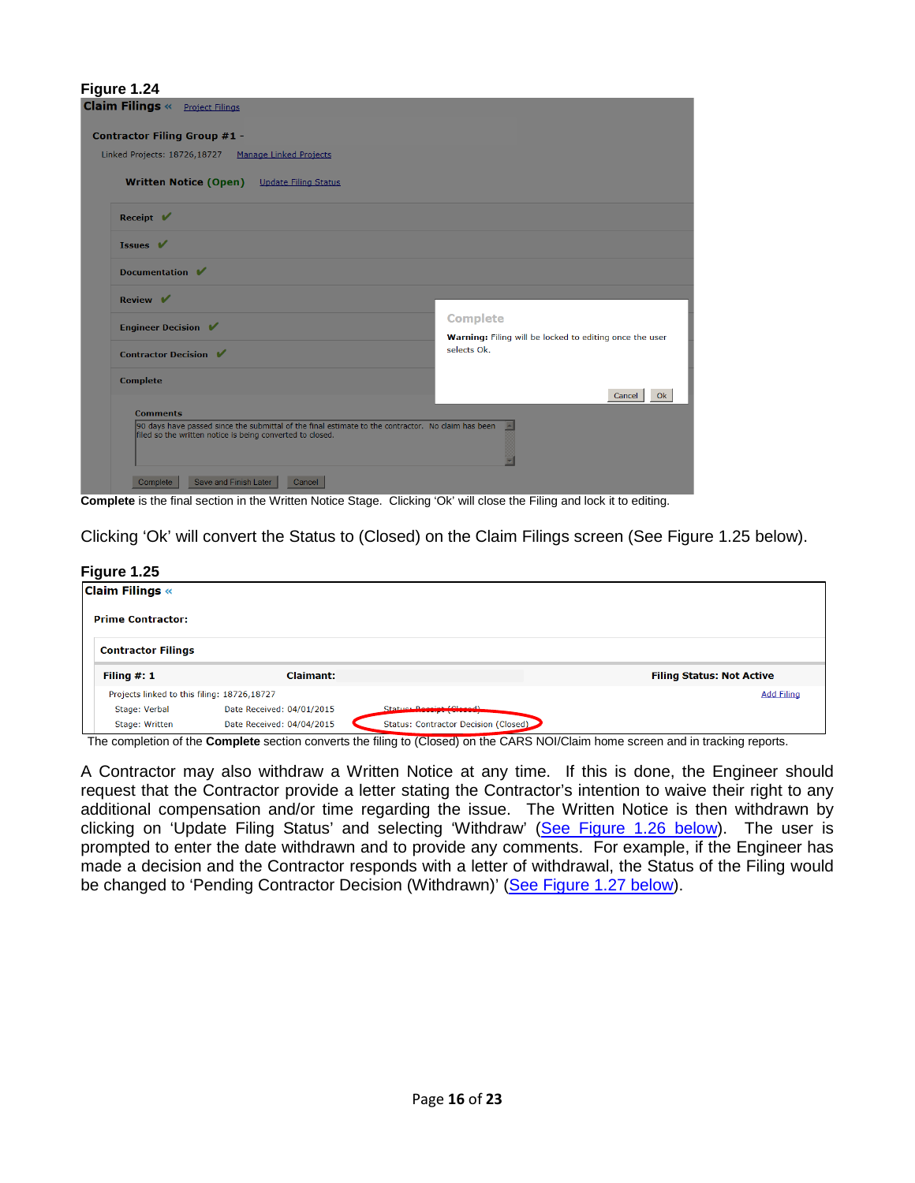**Figure 1.24**

Claim Filings « Project Filings

Contractor Filing Group #1 -

Linked Projects: 18726,18727 Manage Linked Projects

Written Notice (Open) Update Filing Status

Receipt ✔

Issues ✔

Documentation ✔

Review ✔

Engineer Decision ✔

Contractor Decision ✔

Complete

Complete

**Warning:** Filing will be locked to editing once the user selects Ok.

Cancel Ok

Comments

90 days have passed since the submittal of the final estimate to the contractor. No claim has been filed so the written notice is being converted to closed.

Complete Save and Finish Later Cancel

**Complete** is the final section in the Written Notice Stage. Clicking 'Ok' will close the Filing and lock it to editing.

Clicking 'Ok' will convert the Status to (Closed) on the Claim Filings screen (See Figure 1.25 below).

**Figure 1.25**

Claim Filings «

Prime Contractor:

Contractor Filings

Filing #: 1 Claimant: Filing Status: Not Active

Projects linked to this filing: 18726,18727 Add Filing

| Stage | Date Received | Status |
|---|---|---|
| Stage: Verbal | Date Received: 04/01/2015 | Status: Receipt (Closed) |
| Stage: Written | Date Received: 04/04/2015 | Status: Contractor Decision (Closed) |

The completion of the **Complete** section converts the filing to (Closed) on the CARS NOI/Claim home screen and in tracking reports.

A Contractor may also withdraw a Written Notice at any time. If this is done, the Engineer should request that the Contractor provide a letter stating the Contractor's intention to waive their right to any additional compensation and/or time regarding the issue. The Written Notice is then withdrawn by clicking on 'Update Filing Status' and selecting 'Withdraw' (See Figure 1.26 below). The user is prompted to enter the date withdrawn and to provide any comments. For example, if the Engineer has made a decision and the Contractor responds with a letter of withdrawal, the Status of the Filing would be changed to 'Pending Contractor Decision (Withdrawn)' (See Figure 1.27 below).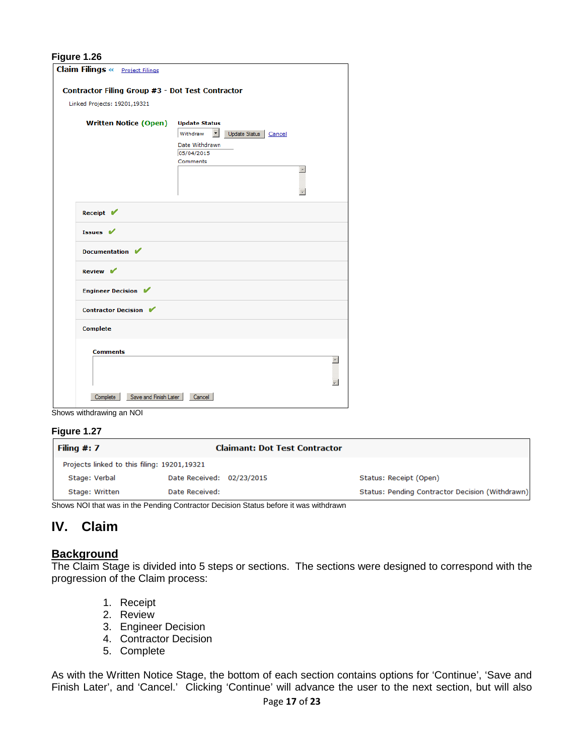**Figure 1.26**

Claim Filings « Project Filings

Contractor Filing Group #3 - Dot Test Contractor

Linked Projects: 19201,19321

Written Notice (Open)

Update Status

Withdraw | Update Status | Cancel

Date Withdrawn

05/04/2015

Comments

Receipt ✔

Issues ✔

Documentation ✔

Review ✔

Engineer Decision ✔

Contractor Decision ✔

Complete

Comments

Complete | Save and Finish Later | Cancel

Shows withdrawing an NOI

**Figure 1.27**

| Filing #: 7 | Claimant: Dot Test Contractor | |
|---|---|---|
| Projects linked to this filing: 19201,19321 | | |
| Stage: Verbal | Date Received: 02/23/2015 | Status: Receipt (Open) |
| Stage: Written | Date Received: | Status: Pending Contractor Decision (Withdrawn) |

Shows NOI that was in the Pending Contractor Decision Status before it was withdrawn

# IV. Claim

## Background

The Claim Stage is divided into 5 steps or sections. The sections were designed to correspond with the progression of the Claim process:

1. Receipt
2. Review
3. Engineer Decision
4. Contractor Decision
5. Complete

As with the Written Notice Stage, the bottom of each section contains options for 'Continue', 'Save and Finish Later', and 'Cancel.' Clicking 'Continue' will advance the user to the next section, but will also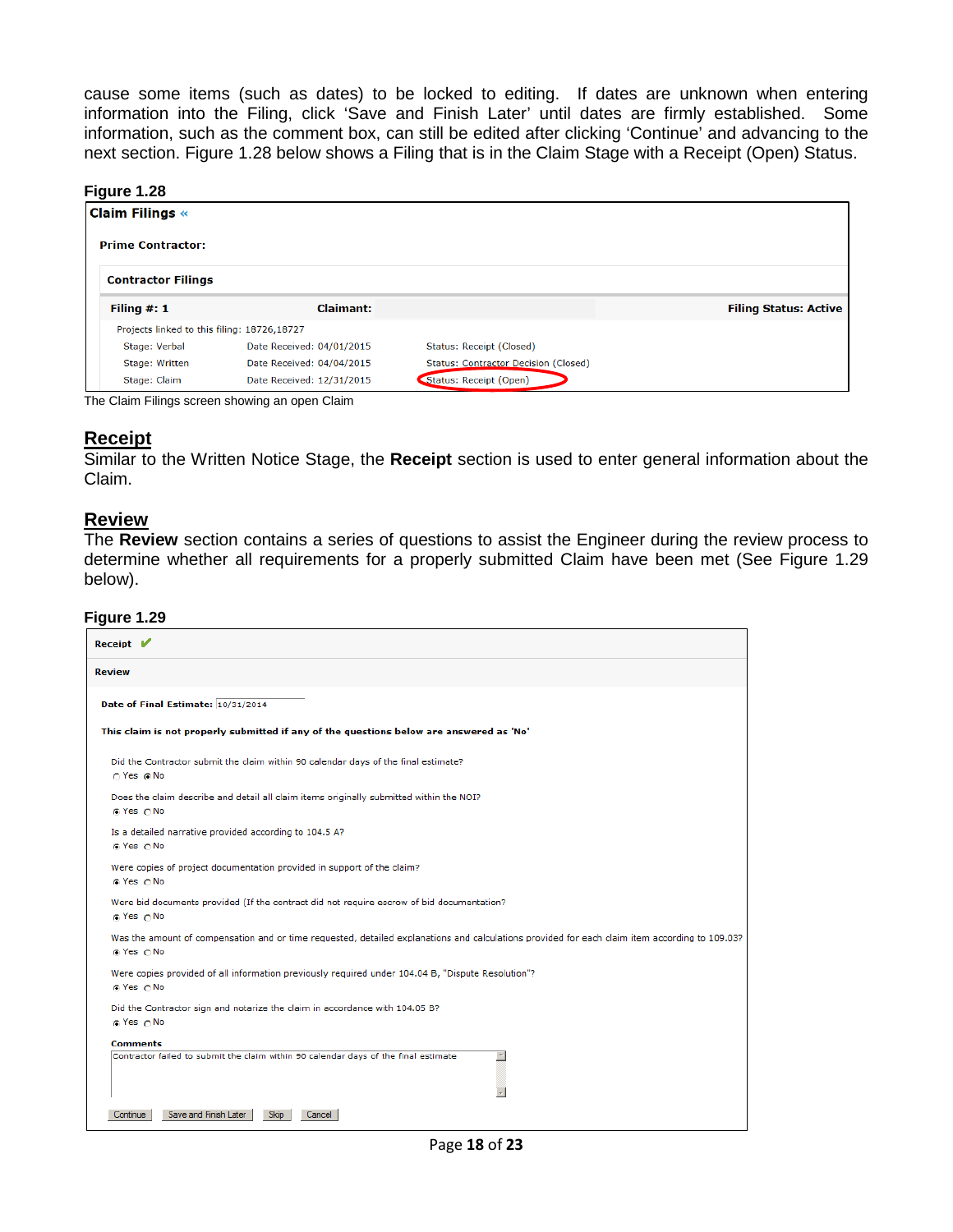cause some items (such as dates) to be locked to editing. If dates are unknown when entering information into the Filing, click 'Save and Finish Later' until dates are firmly established. Some information, such as the comment box, can still be edited after clicking 'Continue' and advancing to the next section. Figure 1.28 below shows a Filing that is in the Claim Stage with a Receipt (Open) Status.

**Figure 1.28**

**Claim Filings «**

**Prime Contractor:**

**Contractor Filings**

| **Filing #: 1** | **Claimant:** | **Filing Status: Active** |
|---|---|---|
| Projects linked to this filing: 18726,18727 | | |
| Stage: Verbal | Date Received: 04/01/2015 | Status: Receipt (Closed) |
| Stage: Written | Date Received: 04/04/2015 | Status: Contractor Decision (Closed) |
| Stage: Claim | Date Received: 12/31/2015 | Status: Receipt (Open) |

The Claim Filings screen showing an open Claim

## Receipt

Similar to the Written Notice Stage, the **Receipt** section is used to enter general information about the Claim.

## Review

The **Review** section contains a series of questions to assist the Engineer during the review process to determine whether all requirements for a properly submitted Claim have been met (See Figure 1.29 below).

**Figure 1.29**

**Receipt** ✔

**Review**

**Date of Final Estimate:** 10/31/2014

**This claim is not properly submitted if any of the questions below are answered as 'No'**

Did the Contractor submit the claim within 90 calendar days of the final estimate?
○ Yes ◉ No

Does the claim describe and detail all claim items originally submitted within the NOI?
◉ Yes ○ No

Is a detailed narrative provided according to 104.5 A?
◉ Yes ○ No

Were copies of project documentation provided in support of the claim?
◉ Yes ○ No

Were bid documents provided (If the contract did not require escrow of bid documentation?
◉ Yes ○ No

Was the amount of compensation and or time requested, detailed explanations and calculations provided for each claim item according to 109.03?
◉ Yes ○ No

Were copies provided of all information previously required under 104.04 B, "Dispute Resolution"?
◉ Yes ○ No

Did the Contractor sign and notarize the claim in accordance with 104.05 B?
◉ Yes ○ No

**Comments**

Contractor failed to submit the claim within 90 calendar days of the final estimate

Continue | Save and Finish Later | Skip | Cancel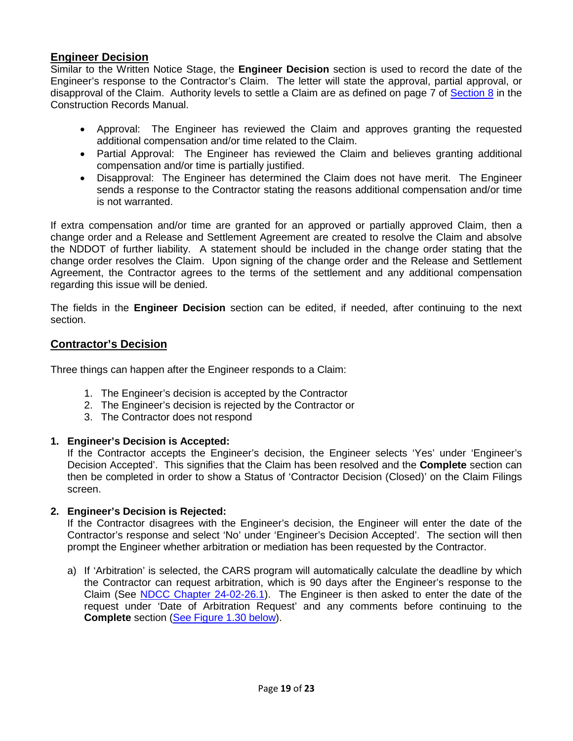## Engineer Decision

Similar to the Written Notice Stage, the **Engineer Decision** section is used to record the date of the Engineer's response to the Contractor's Claim. The letter will state the approval, partial approval, or disapproval of the Claim. Authority levels to settle a Claim are as defined on page 7 of Section 8 in the Construction Records Manual.

- Approval: The Engineer has reviewed the Claim and approves granting the requested additional compensation and/or time related to the Claim.
- Partial Approval: The Engineer has reviewed the Claim and believes granting additional compensation and/or time is partially justified.
- Disapproval: The Engineer has determined the Claim does not have merit. The Engineer sends a response to the Contractor stating the reasons additional compensation and/or time is not warranted.

If extra compensation and/or time are granted for an approved or partially approved Claim, then a change order and a Release and Settlement Agreement are created to resolve the Claim and absolve the NDDOT of further liability. A statement should be included in the change order stating that the change order resolves the Claim. Upon signing of the change order and the Release and Settlement Agreement, the Contractor agrees to the terms of the settlement and any additional compensation regarding this issue will be denied.

The fields in the **Engineer Decision** section can be edited, if needed, after continuing to the next section.

## Contractor's Decision

Three things can happen after the Engineer responds to a Claim:

1. The Engineer's decision is accepted by the Contractor
2. The Engineer's decision is rejected by the Contractor or
3. The Contractor does not respond

**1. Engineer's Decision is Accepted:**

If the Contractor accepts the Engineer's decision, the Engineer selects 'Yes' under 'Engineer's Decision Accepted'. This signifies that the Claim has been resolved and the **Complete** section can then be completed in order to show a Status of 'Contractor Decision (Closed)' on the Claim Filings screen.

**2. Engineer's Decision is Rejected:**

If the Contractor disagrees with the Engineer's decision, the Engineer will enter the date of the Contractor's response and select 'No' under 'Engineer's Decision Accepted'. The section will then prompt the Engineer whether arbitration or mediation has been requested by the Contractor.

a) If 'Arbitration' is selected, the CARS program will automatically calculate the deadline by which the Contractor can request arbitration, which is 90 days after the Engineer's response to the Claim (See NDCC Chapter 24-02-26.1). The Engineer is then asked to enter the date of the request under 'Date of Arbitration Request' and any comments before continuing to the **Complete** section (See Figure 1.30 below).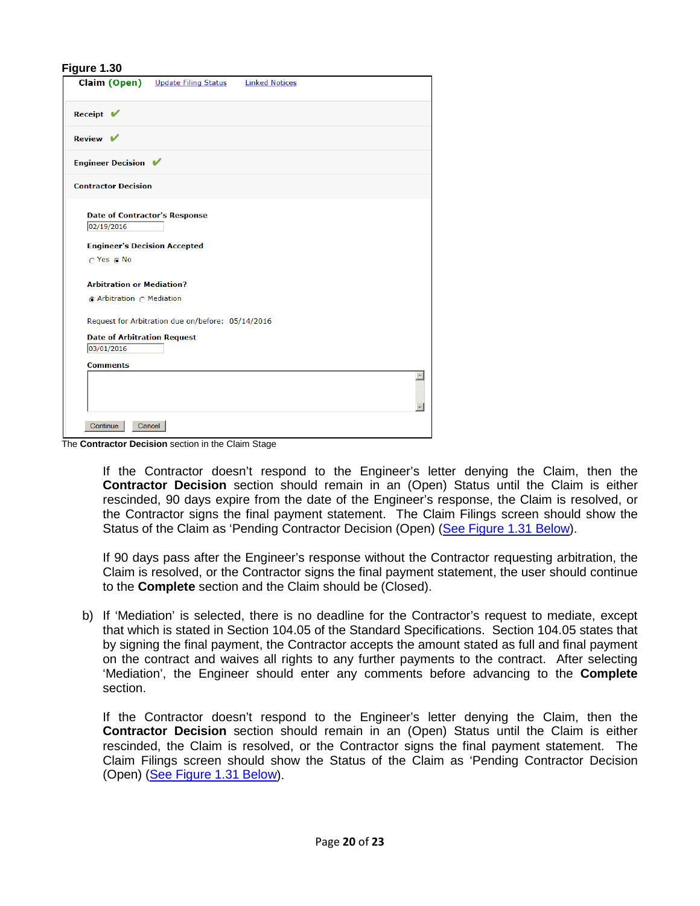**Figure 1.30**

**Claim (Open)** Update Filing Status Linked Notices

**Receipt** ✔

**Review** ✔

**Engineer Decision** ✔

**Contractor Decision**

**Date of Contractor's Response**
02/19/2016

**Engineer's Decision Accepted**
○ Yes ◉ No

**Arbitration or Mediation?**
◉ Arbitration ○ Mediation

Request for Arbitration due on/before: 05/14/2016

**Date of Arbitration Request**
03/01/2016

**Comments**

Continue Cancel

The **Contractor Decision** section in the Claim Stage

If the Contractor doesn't respond to the Engineer's letter denying the Claim, then the **Contractor Decision** section should remain in an (Open) Status until the Claim is either rescinded, 90 days expire from the date of the Engineer's response, the Claim is resolved, or the Contractor signs the final payment statement. The Claim Filings screen should show the Status of the Claim as 'Pending Contractor Decision (Open) (See Figure 1.31 Below).

If 90 days pass after the Engineer's response without the Contractor requesting arbitration, the Claim is resolved, or the Contractor signs the final payment statement, the user should continue to the **Complete** section and the Claim should be (Closed).

b) If 'Mediation' is selected, there is no deadline for the Contractor's request to mediate, except that which is stated in Section 104.05 of the Standard Specifications. Section 104.05 states that by signing the final payment, the Contractor accepts the amount stated as full and final payment on the contract and waives all rights to any further payments to the contract. After selecting 'Mediation', the Engineer should enter any comments before advancing to the **Complete** section.

If the Contractor doesn't respond to the Engineer's letter denying the Claim, then the **Contractor Decision** section should remain in an (Open) Status until the Claim is either rescinded, the Claim is resolved, or the Contractor signs the final payment statement. The Claim Filings screen should show the Status of the Claim as 'Pending Contractor Decision (Open) (See Figure 1.31 Below).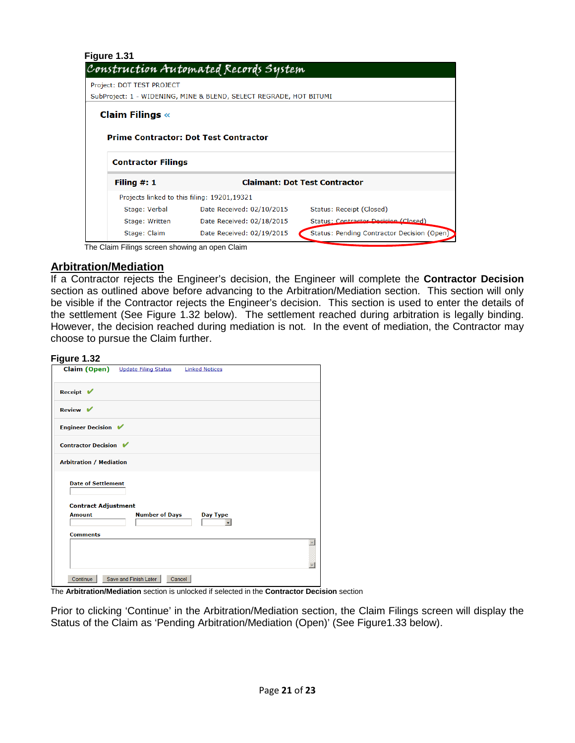**Figure 1.31**

Construction Automated Records System

Project: DOT TEST PROJECT

SubProject: 1 - WIDENING, MINE & BLEND, SELECT REGRADE, HOT BITUMI

**Claim Filings** «

**Prime Contractor: Dot Test Contractor**

**Contractor Filings**

**Filing #: 1** **Claimant: Dot Test Contractor**

Projects linked to this filing: 19201,19321

| Stage | Date Received | Status |
|---|---|---|
| Stage: Verbal | Date Received: 02/10/2015 | Status: Receipt (Closed) |
| Stage: Written | Date Received: 02/18/2015 | Status: Contractor Decision (Closed) |
| Stage: Claim | Date Received: 02/19/2015 | Status: Pending Contractor Decision (Open) |

The Claim Filings screen showing an open Claim

## Arbitration/Mediation

If a Contractor rejects the Engineer's decision, the Engineer will complete the **Contractor Decision** section as outlined above before advancing to the Arbitration/Mediation section. This section will only be visible if the Contractor rejects the Engineer's decision. This section is used to enter the details of the settlement (See Figure 1.32 below). The settlement reached during arbitration is legally binding. However, the decision reached during mediation is not. In the event of mediation, the Contractor may choose to pursue the Claim further.

**Figure 1.32**

**Claim (Open)** Update Filing Status Linked Notices

Receipt ✔

Review ✔

Engineer Decision ✔

Contractor Decision ✔

Arbitration / Mediation

Date of Settlement

Contract Adjustment

| Amount | Number of Days | Day Type |
|---|---|---|
| | | |

Comments

Continue | Save and Finish Later | Cancel

The **Arbitration/Mediation** section is unlocked if selected in the **Contractor Decision** section

Prior to clicking 'Continue' in the Arbitration/Mediation section, the Claim Filings screen will display the Status of the Claim as 'Pending Arbitration/Mediation (Open)' (See Figure1.33 below).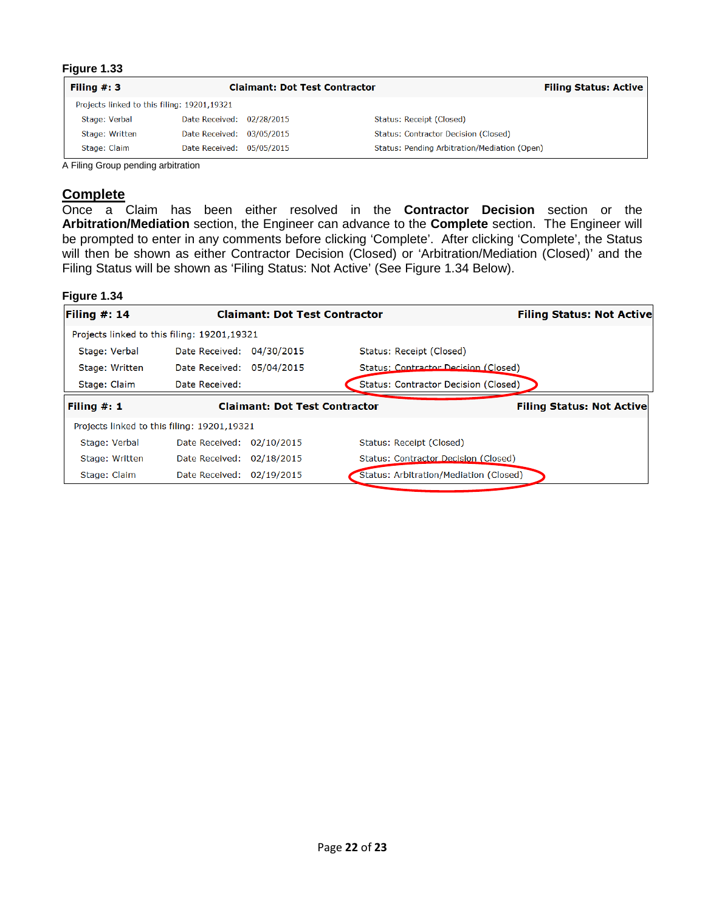**Figure 1.33**

| **Filing #: 3** | **Claimant: Dot Test Contractor** | | **Filing Status: Active** |
|---|---|---|---|
| Projects linked to this filing: 19201,19321 | | | |
| Stage: Verbal | Date Received: 02/28/2015 | Status: Receipt (Closed) | |
| Stage: Written | Date Received: 03/05/2015 | Status: Contractor Decision (Closed) | |
| Stage: Claim | Date Received: 05/05/2015 | Status: Pending Arbitration/Mediation (Open) | |

A Filing Group pending arbitration

## Complete

Once a Claim has been either resolved in the **Contractor Decision** section or the **Arbitration/Mediation** section, the Engineer can advance to the **Complete** section. The Engineer will be prompted to enter in any comments before clicking 'Complete'. After clicking 'Complete', the Status will then be shown as either Contractor Decision (Closed) or 'Arbitration/Mediation (Closed)' and the Filing Status will be shown as 'Filing Status: Not Active' (See Figure 1.34 Below).

**Figure 1.34**

| **Filing #: 14** | **Claimant: Dot Test Contractor** | | **Filing Status: Not Active** |
|---|---|---|---|
| Projects linked to this filing: 19201,19321 | | | |
| Stage: Verbal | Date Received: 04/30/2015 | Status: Receipt (Closed) | |
| Stage: Written | Date Received: 05/04/2015 | Status: Contractor Decision (Closed) | |
| Stage: Claim | Date Received: | Status: Contractor Decision (Closed) | |

| **Filing #: 1** | **Claimant: Dot Test Contractor** | | **Filing Status: Not Active** |
|---|---|---|---|
| Projects linked to this filing: 19201,19321 | | | |
| Stage: Verbal | Date Received: 02/10/2015 | Status: Receipt (Closed) | |
| Stage: Written | Date Received: 02/18/2015 | Status: Contractor Decision (Closed) | |
| Stage: Claim | Date Received: 02/19/2015 | Status: Arbitration/Mediation (Closed) | |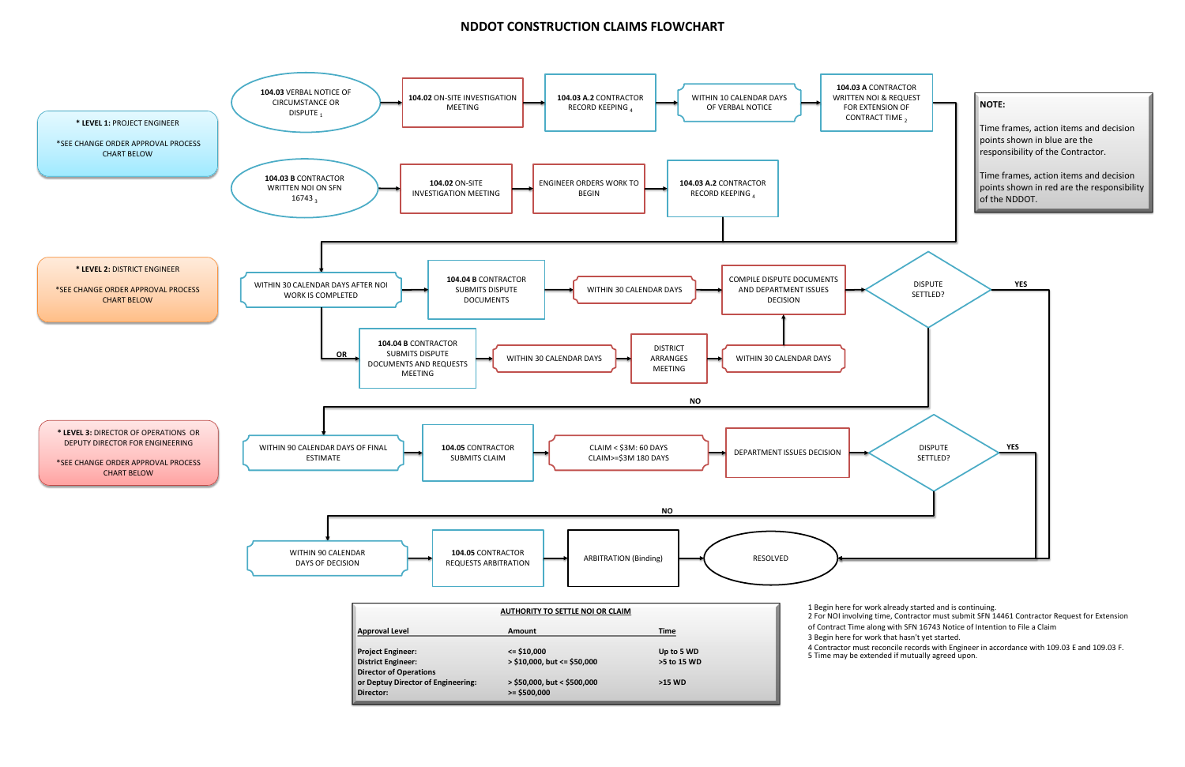# NDDOT CONSTRUCTION CLAIMS FLOWCHART

**\* LEVEL 1:** PROJECT ENGINEER

\*SEE CHANGE ORDER APPROVAL PROCESS CHART BELOW

**104.03** VERBAL NOTICE OF CIRCUMSTANCE OR DISPUTE [1]

**104.02** ON-SITE INVESTIGATION MEETING

**104.03 A.2** CONTRACTOR RECORD KEEPING [4]

WITHIN 10 CALENDAR DAYS OF VERBAL NOTICE

**104.03 A** CONTRACTOR WRITTEN NOI & REQUEST FOR EXTENSION OF CONTRACT TIME [2]

**104.03 B** CONTRACTOR WRITTEN NOI ON SFN 16743 [3]

**104.02** ON-SITE INVESTIGATION MEETING

ENGINEER ORDERS WORK TO BEGIN

**104.03 A.2** CONTRACTOR RECORD KEEPING [4]

**NOTE:**

Time frames, action items and decision points shown in blue are the responsibility of the Contractor.

Time frames, action items and decision points shown in red are the responsibility of the NDDOT.

**\* LEVEL 2:** DISTRICT ENGINEER

\*SEE CHANGE ORDER APPROVAL PROCESS CHART BELOW

WITHIN 30 CALENDAR DAYS AFTER NOI WORK IS COMPLETED

**104.04 B** CONTRACTOR SUBMITS DISPUTE DOCUMENTS

WITHIN 30 CALENDAR DAYS

COMPILE DISPUTE DOCUMENTS AND DEPARTMENT ISSUES DECISION

DISPUTE SETTLED? — YES / NO

OR

**104.04 B** CONTRACTOR SUBMITS DISPUTE DOCUMENTS AND REQUESTS MEETING

WITHIN 30 CALENDAR DAYS

DISTRICT ARRANGES MEETING

WITHIN 30 CALENDAR DAYS

**\* LEVEL 3:** DIRECTOR OF OPERATIONS OR DEPUTY DIRECTOR FOR ENGINEERING

\*SEE CHANGE ORDER APPROVAL PROCESS CHART BELOW

WITHIN 90 CALENDAR DAYS OF FINAL ESTIMATE

**104.05** CONTRACTOR SUBMITS CLAIM

CLAIM < $3M: 60 DAYS
CLAIM>=$3M 180 DAYS

DEPARTMENT ISSUES DECISION

DISPUTE SETTLED? — YES / NO

WITHIN 90 CALENDAR DAYS OF DECISION

**104.05** CONTRACTOR REQUESTS ARBITRATION

ARBITRATION (Binding)

RESOLVED

**AUTHORITY TO SETTLE NOI OR CLAIM**

| Approval Level | Amount | Time |
| --- | --- | --- |
| Project Engineer: | <= $10,000 | Up to 5 WD |
| District Engineer: | > $10,000, but <= $50,000 | >5 to 15 WD |
| Director of Operations or Deptuy Director of Engineering: | > $50,000, but < $500,000 | >15 WD |
| Director: | >= $500,000 | |

1 Begin here for work already started and is continuing.
2 For NOI involving time, Contractor must submit SFN 14461 Contractor Request for Extension of Contract Time along with SFN 16743 Notice of Intention to File a Claim
3 Begin here for work that hasn't yet started.
4 Contractor must reconcile records with Engineer in accordance with 109.03 E and 109.03 F.
5 Time may be extended if mutually agreed upon.